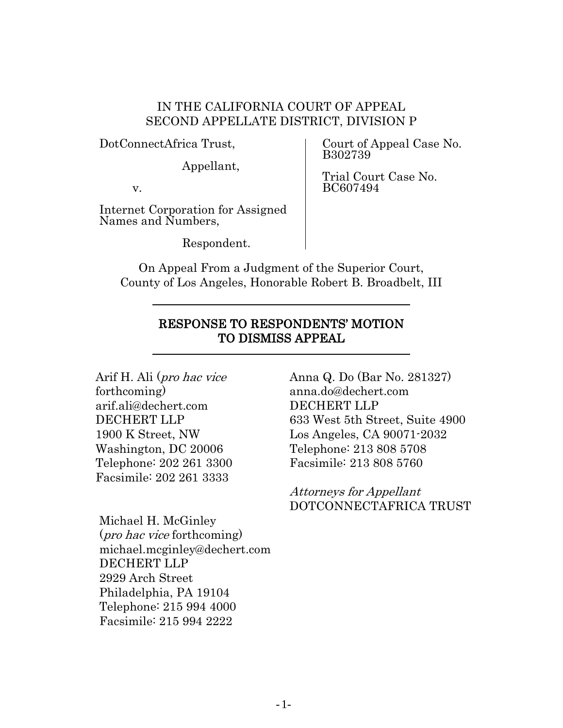IN THE CALIFORNIA COURT OF APPEAL
SECOND APPELLATE DISTRICT, DIVISION P

DotConnectAfrica Trust,

Appellant,

v.

Internet Corporation for Assigned Names and Numbers,

Respondent.

Court of Appeal Case No. B302739

Trial Court Case No. BC607494

On Appeal From a Judgment of the Superior Court, County of Los Angeles, Honorable Robert B. Broadbelt, III

# RESPONSE TO RESPONDENTS' MOTION TO DISMISS APPEAL

Arif H. Ali (*pro hac vice* forthcoming)
arif.ali@dechert.com
DECHERT LLP
1900 K Street, NW
Washington, DC 20006
Telephone: 202 261 3300
Facsimile: 202 261 3333

Michael H. McGinley
(*pro hac vice* forthcoming)
michael.mcginley@dechert.com
DECHERT LLP
2929 Arch Street
Philadelphia, PA 19104
Telephone: 215 994 4000
Facsimile: 215 994 2222

Anna Q. Do (Bar No. 281327)
anna.do@dechert.com
DECHERT LLP
633 West 5th Street, Suite 4900
Los Angeles, CA 90071-2032
Telephone: 213 808 5708
Facsimile: 213 808 5760

*Attorneys for Appellant*
DOTCONNECTAFRICA TRUST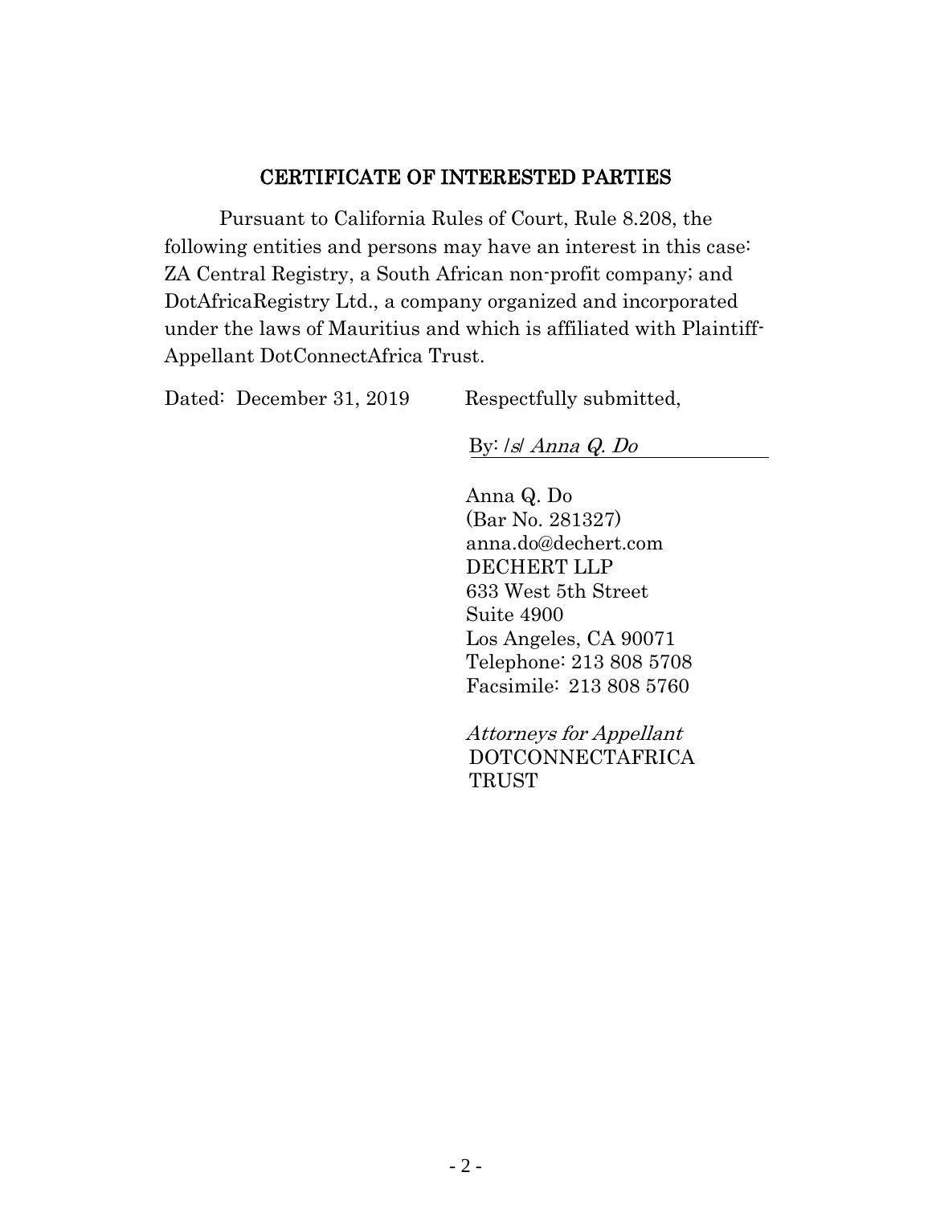## CERTIFICATE OF INTERESTED PARTIES

Pursuant to California Rules of Court, Rule 8.208, the following entities and persons may have an interest in this case: ZA Central Registry, a South African non-profit company; and DotAfricaRegistry Ltd., a company organized and incorporated under the laws of Mauritius and which is affiliated with Plaintiff-Appellant DotConnectAfrica Trust.

Dated: December 31, 2019

Respectfully submitted,

By: /s/ *Anna Q. Do*

Anna Q. Do
(Bar No. 281327)
anna.do@dechert.com
DECHERT LLP
633 West 5th Street
Suite 4900
Los Angeles, CA 90071
Telephone: 213 808 5708
Facsimile: 213 808 5760

*Attorneys for Appellant*
DOTCONNECTAFRICA TRUST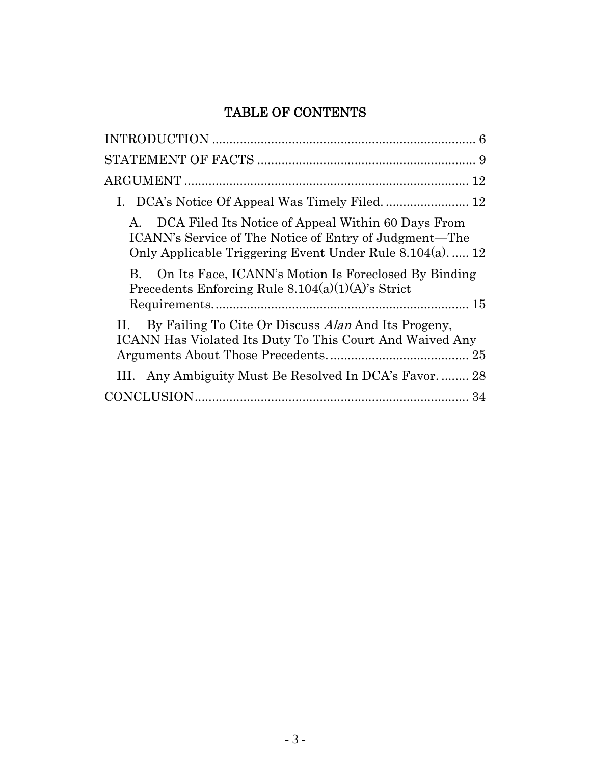# TABLE OF CONTENTS

INTRODUCTION ............................................................................ 6

STATEMENT OF FACTS ............................................................... 9

ARGUMENT .................................................................................. 12

I. DCA's Notice Of Appeal Was Timely Filed. ........................ 12

A. DCA Filed Its Notice of Appeal Within 60 Days From ICANN's Service of The Notice of Entry of Judgment—The Only Applicable Triggering Event Under Rule 8.104(a). ..... 12

B. On Its Face, ICANN's Motion Is Foreclosed By Binding Precedents Enforcing Rule 8.104(a)(1)(A)'s Strict Requirements. .......................................................................... 15

II. By Failing To Cite Or Discuss *Alan* And Its Progeny, ICANN Has Violated Its Duty To This Court And Waived Any Arguments About Those Precedents. ........................................ 25

III. Any Ambiguity Must Be Resolved In DCA's Favor. ........ 28

CONCLUSION................................................................................ 34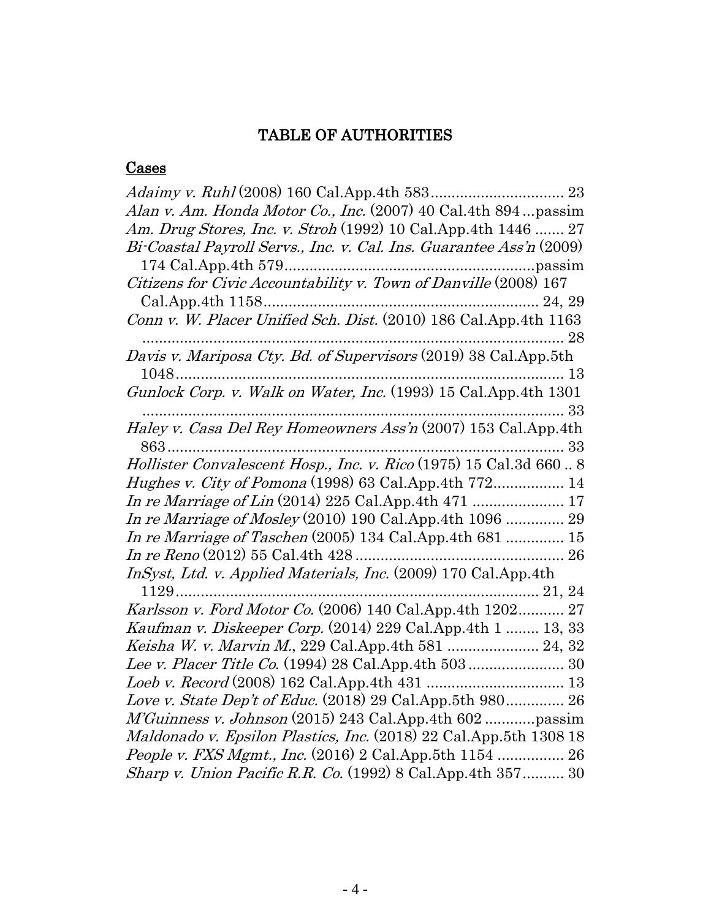# TABLE OF AUTHORITIES

## Cases

*Adaimy v. Ruhl* (2008) 160 Cal.App.4th 583 ................................ 23

*Alan v. Am. Honda Motor Co., Inc.* (2007) 40 Cal.4th 894 ...passim

*Am. Drug Stores, Inc. v. Stroh* (1992) 10 Cal.App.4th 1446 ....... 27

*Bi-Coastal Payroll Servs., Inc. v. Cal. Ins. Guarantee Ass'n* (2009) 174 Cal.App.4th 579...........................................................passim

*Citizens for Civic Accountability v. Town of Danville* (2008) 167 Cal.App.4th 1158.................................................................. 24, 29

*Conn v. W. Placer Unified Sch. Dist.* (2010) 186 Cal.App.4th 1163 ....................................................................................... 28

*Davis v. Mariposa Cty. Bd. of Supervisors* (2019) 38 Cal.App.5th 1048............................................................................... 13

*Gunlock Corp. v. Walk on Water, Inc.* (1993) 15 Cal.App.4th 1301 ....................................................................................... 33

*Haley v. Casa Del Rey Homeowners Ass'n* (2007) 153 Cal.App.4th 863............................................................................... 33

*Hollister Convalescent Hosp., Inc. v. Rico* (1975) 15 Cal.3d 660 .. 8

*Hughes v. City of Pomona* (1998) 63 Cal.App.4th 772................. 14

*In re Marriage of Lin* (2014) 225 Cal.App.4th 471 ...................... 17

*In re Marriage of Mosley* (2010) 190 Cal.App.4th 1096 .............. 29

*In re Marriage of Taschen* (2005) 134 Cal.App.4th 681 .............. 15

*In re Reno* (2012) 55 Cal.4th 428 .................................................. 26

*InSyst, Ltd. v. Applied Materials, Inc.* (2009) 170 Cal.App.4th 1129........................................................................... 21, 24

*Karlsson v. Ford Motor Co.* (2006) 140 Cal.App.4th 1202........... 27

*Kaufman v. Diskeeper Corp.* (2014) 229 Cal.App.4th 1 ........ 13, 33

*Keisha W. v. Marvin M.*, 229 Cal.App.4th 581 ...................... 24, 32

*Lee v. Placer Title Co.* (1994) 28 Cal.App.4th 503 ....................... 30

*Loeb v. Record* (2008) 162 Cal.App.4th 431 ................................. 13

*Love v. State Dep't of Educ.* (2018) 29 Cal.App.5th 980.............. 26

*M'Guinness v. Johnson* (2015) 243 Cal.App.4th 602 ............passim

*Maldonado v. Epsilon Plastics, Inc.* (2018) 22 Cal.App.5th 1308 18

*People v. FXS Mgmt., Inc.* (2016) 2 Cal.App.5th 1154 ................ 26

*Sharp v. Union Pacific R.R. Co.* (1992) 8 Cal.App.4th 357.......... 30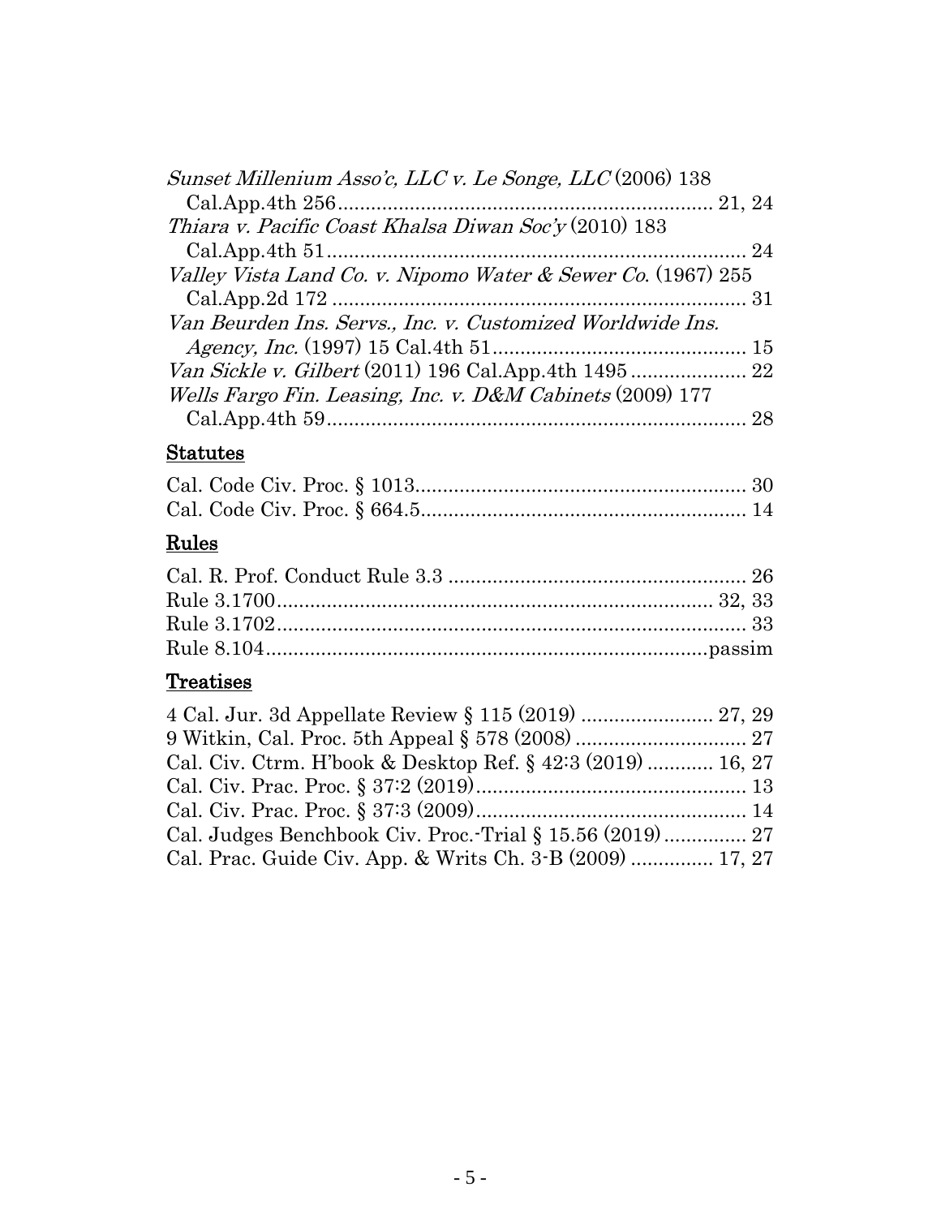*Sunset Millenium Asso'c, LLC v. Le Songe, LLC* (2006) 138 Cal.App.4th 256 .................................................................... 21, 24

*Thiara v. Pacific Coast Khalsa Diwan Soc'y* (2010) 183 Cal.App.4th 51 ............................................................................ 24

*Valley Vista Land Co. v. Nipomo Water & Sewer Co.* (1967) 255 Cal.App.2d 172 ........................................................................... 31

*Van Beurden Ins. Servs., Inc. v. Customized Worldwide Ins. Agency, Inc.* (1997) 15 Cal.4th 51 .............................................. 15

*Van Sickle v. Gilbert* (2011) 196 Cal.App.4th 1495 ..................... 22

*Wells Fargo Fin. Leasing, Inc. v. D&M Cabinets* (2009) 177 Cal.App.4th 59 ............................................................................ 28

## Statutes

Cal. Code Civ. Proc. § 1013 ............................................................ 30

Cal. Code Civ. Proc. § 664.5 ............................................................ 14

## Rules

Cal. R. Prof. Conduct Rule 3.3 ....................................................... 26

Rule 3.1700 .............................................................................. 32, 33

Rule 3.1702 ...................................................................................... 33

Rule 8.104 .................................................................................passim

## Treatises

4 Cal. Jur. 3d Appellate Review § 115 (2019) ........................ 27, 29

9 Witkin, Cal. Proc. 5th Appeal § 578 (2008) ............................... 27

Cal. Civ. Ctrm. H'book & Desktop Ref. § 42:3 (2019) ............ 16, 27

Cal. Civ. Prac. Proc. § 37:2 (2019) ................................................. 13

Cal. Civ. Prac. Proc. § 37:3 (2009) ................................................. 14

Cal. Judges Benchbook Civ. Proc.-Trial § 15.56 (2019) ............... 27

Cal. Prac. Guide Civ. App. & Writs Ch. 3-B (2009) ............... 17, 27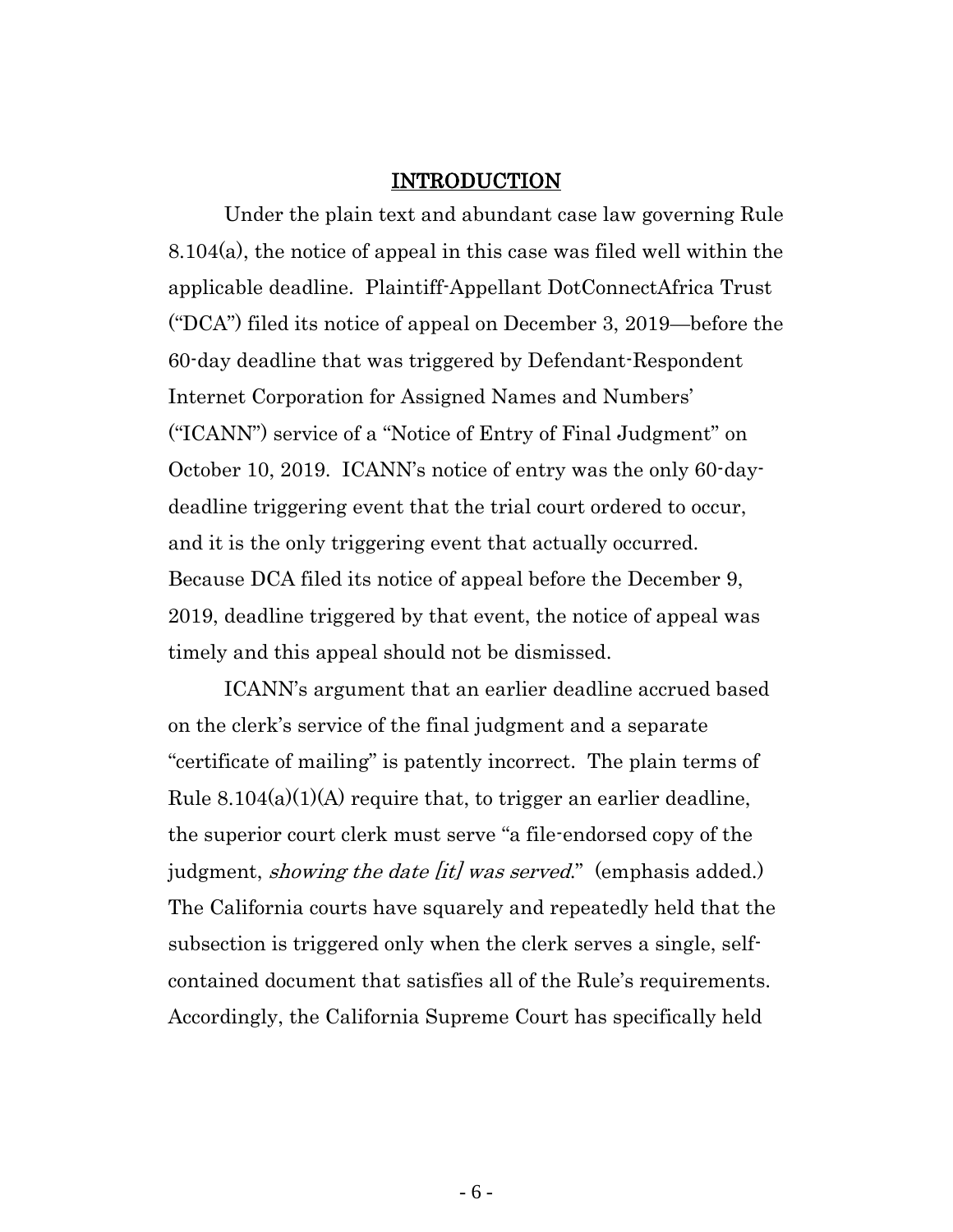## INTRODUCTION

Under the plain text and abundant case law governing Rule 8.104(a), the notice of appeal in this case was filed well within the applicable deadline. Plaintiff-Appellant DotConnectAfrica Trust ("DCA") filed its notice of appeal on December 3, 2019—before the 60-day deadline that was triggered by Defendant-Respondent Internet Corporation for Assigned Names and Numbers' ("ICANN") service of a "Notice of Entry of Final Judgment" on October 10, 2019. ICANN's notice of entry was the only 60-day-deadline triggering event that the trial court ordered to occur, and it is the only triggering event that actually occurred. Because DCA filed its notice of appeal before the December 9, 2019, deadline triggered by that event, the notice of appeal was timely and this appeal should not be dismissed.

ICANN's argument that an earlier deadline accrued based on the clerk's service of the final judgment and a separate "certificate of mailing" is patently incorrect. The plain terms of Rule 8.104(a)(1)(A) require that, to trigger an earlier deadline, the superior court clerk must serve "a file-endorsed copy of the judgment, *showing the date [it] was served*." (emphasis added.) The California courts have squarely and repeatedly held that the subsection is triggered only when the clerk serves a single, self-contained document that satisfies all of the Rule's requirements. Accordingly, the California Supreme Court has specifically held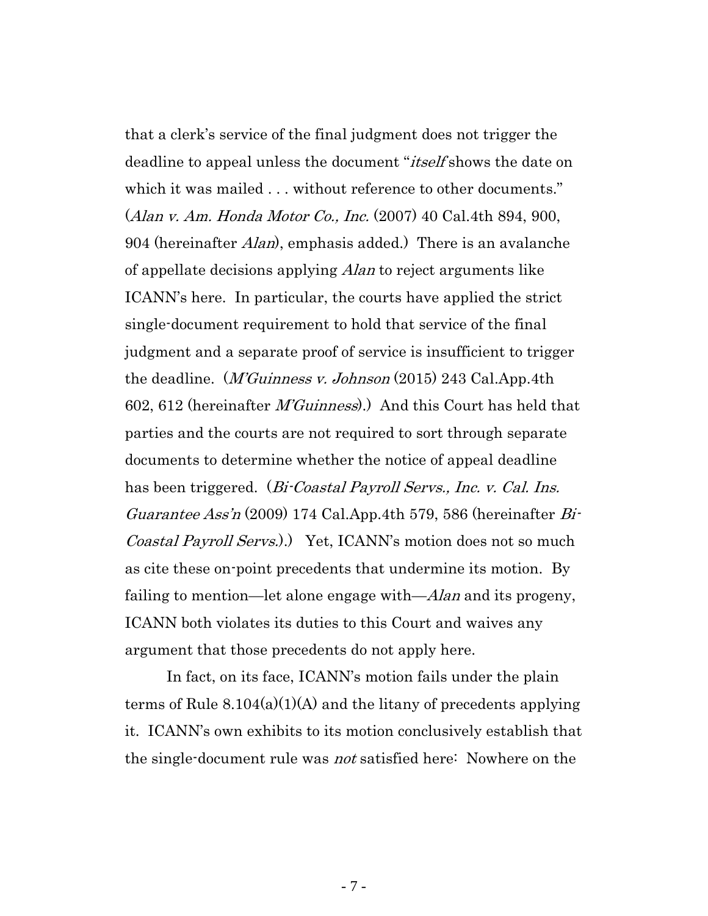that a clerk's service of the final judgment does not trigger the deadline to appeal unless the document "*itself* shows the date on which it was mailed . . . without reference to other documents." (*Alan v. Am. Honda Motor Co., Inc.* (2007) 40 Cal.4th 894, 900, 904 (hereinafter *Alan*), emphasis added.) There is an avalanche of appellate decisions applying *Alan* to reject arguments like ICANN's here. In particular, the courts have applied the strict single-document requirement to hold that service of the final judgment and a separate proof of service is insufficient to trigger the deadline. (*M'Guinness v. Johnson* (2015) 243 Cal.App.4th 602, 612 (hereinafter *M'Guinness*).) And this Court has held that parties and the courts are not required to sort through separate documents to determine whether the notice of appeal deadline has been triggered. (*Bi-Coastal Payroll Servs., Inc. v. Cal. Ins. Guarantee Ass'n* (2009) 174 Cal.App.4th 579, 586 (hereinafter *Bi-Coastal Payroll Servs.*).) Yet, ICANN's motion does not so much as cite these on-point precedents that undermine its motion. By failing to mention—let alone engage with—*Alan* and its progeny, ICANN both violates its duties to this Court and waives any argument that those precedents do not apply here.

In fact, on its face, ICANN's motion fails under the plain terms of Rule 8.104(a)(1)(A) and the litany of precedents applying it. ICANN's own exhibits to its motion conclusively establish that the single-document rule was *not* satisfied here: Nowhere on the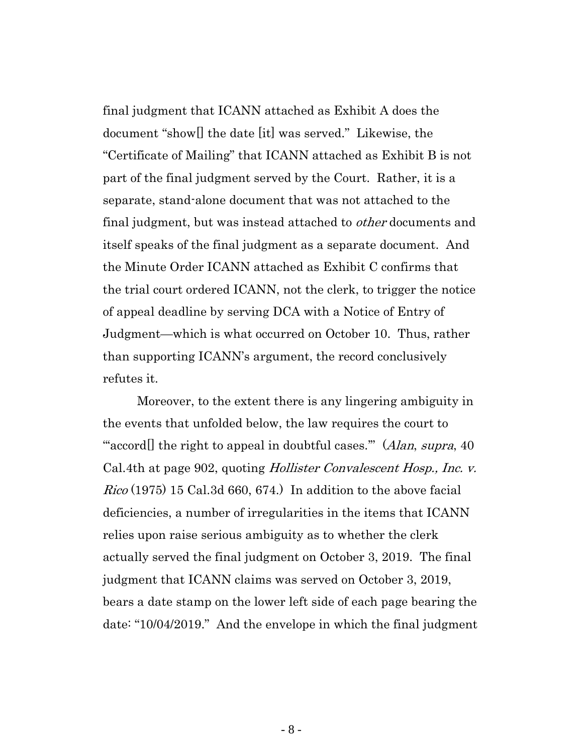final judgment that ICANN attached as Exhibit A does the document "show[] the date [it] was served." Likewise, the "Certificate of Mailing" that ICANN attached as Exhibit B is not part of the final judgment served by the Court. Rather, it is a separate, stand-alone document that was not attached to the final judgment, but was instead attached to *other* documents and itself speaks of the final judgment as a separate document. And the Minute Order ICANN attached as Exhibit C confirms that the trial court ordered ICANN, not the clerk, to trigger the notice of appeal deadline by serving DCA with a Notice of Entry of Judgment—which is what occurred on October 10. Thus, rather than supporting ICANN's argument, the record conclusively refutes it.

Moreover, to the extent there is any lingering ambiguity in the events that unfolded below, the law requires the court to "'accord[] the right to appeal in doubtful cases.'" (*Alan*, *supra*, 40 Cal.4th at page 902, quoting *Hollister Convalescent Hosp., Inc. v. Rico* (1975) 15 Cal.3d 660, 674.) In addition to the above facial deficiencies, a number of irregularities in the items that ICANN relies upon raise serious ambiguity as to whether the clerk actually served the final judgment on October 3, 2019. The final judgment that ICANN claims was served on October 3, 2019, bears a date stamp on the lower left side of each page bearing the date: "10/04/2019." And the envelope in which the final judgment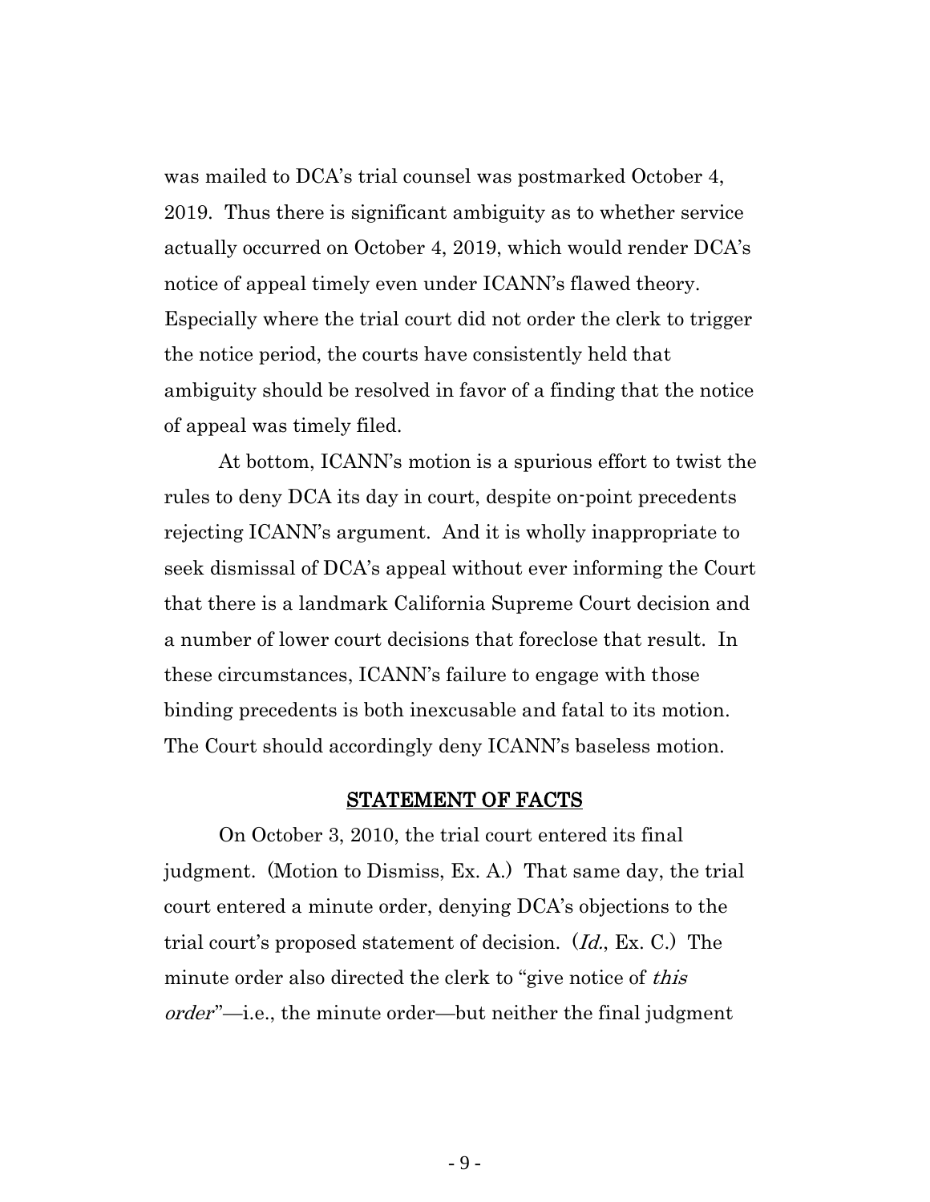was mailed to DCA's trial counsel was postmarked October 4, 2019. Thus there is significant ambiguity as to whether service actually occurred on October 4, 2019, which would render DCA's notice of appeal timely even under ICANN's flawed theory. Especially where the trial court did not order the clerk to trigger the notice period, the courts have consistently held that ambiguity should be resolved in favor of a finding that the notice of appeal was timely filed.

At bottom, ICANN's motion is a spurious effort to twist the rules to deny DCA its day in court, despite on-point precedents rejecting ICANN's argument. And it is wholly inappropriate to seek dismissal of DCA's appeal without ever informing the Court that there is a landmark California Supreme Court decision and a number of lower court decisions that foreclose that result. In these circumstances, ICANN's failure to engage with those binding precedents is both inexcusable and fatal to its motion. The Court should accordingly deny ICANN's baseless motion.

## STATEMENT OF FACTS

On October 3, 2010, the trial court entered its final judgment. (Motion to Dismiss, Ex. A.) That same day, the trial court entered a minute order, denying DCA's objections to the trial court's proposed statement of decision. (*Id.*, Ex. C.) The minute order also directed the clerk to "give notice of *this order*"—i.e., the minute order—but neither the final judgment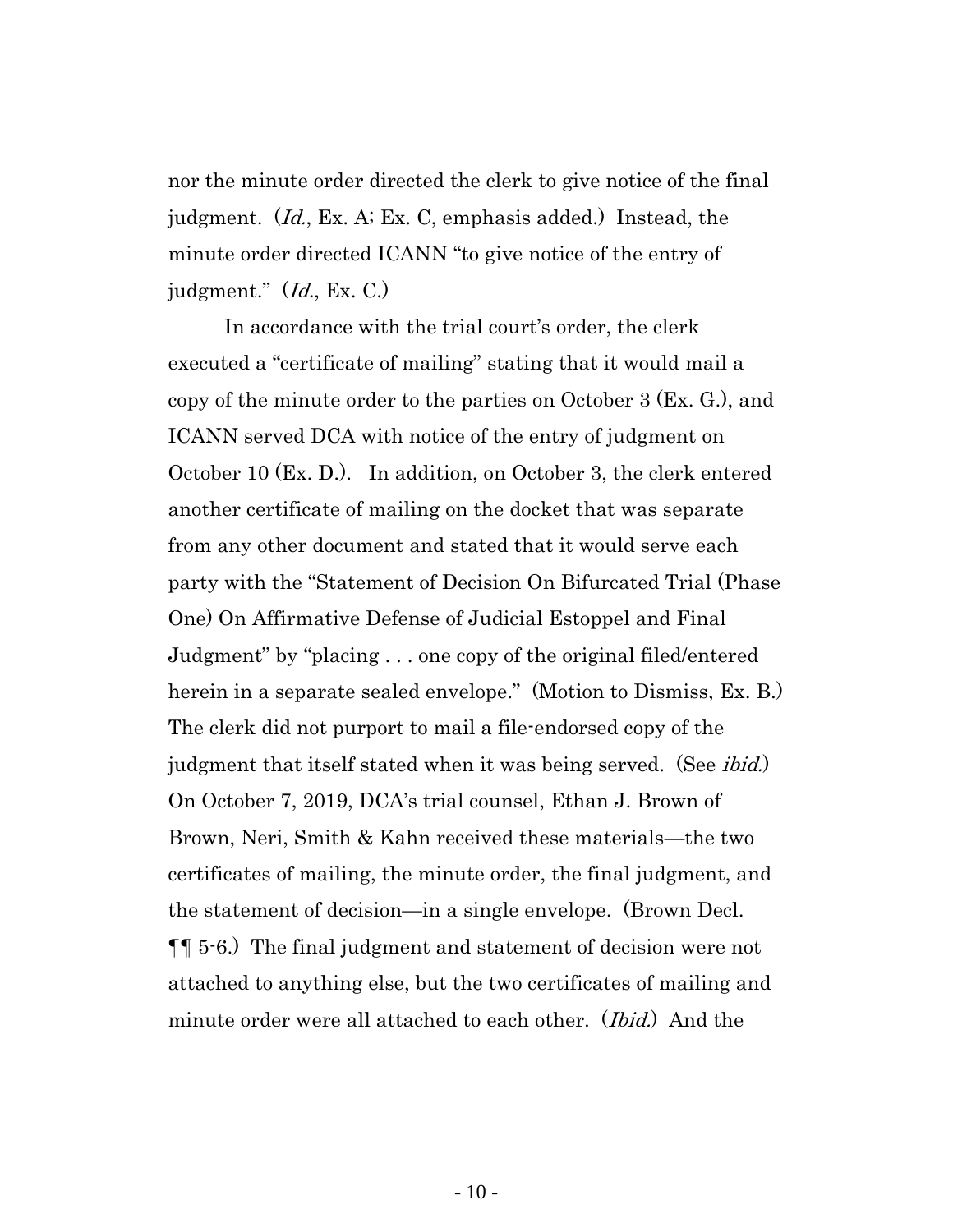nor the minute order directed the clerk to give notice of the final judgment. (*Id.*, Ex. A; Ex. C, emphasis added.) Instead, the minute order directed ICANN "to give notice of the entry of judgment." (*Id.*, Ex. C.)

In accordance with the trial court's order, the clerk executed a "certificate of mailing" stating that it would mail a copy of the minute order to the parties on October 3 (Ex. G.), and ICANN served DCA with notice of the entry of judgment on October 10 (Ex. D.). In addition, on October 3, the clerk entered another certificate of mailing on the docket that was separate from any other document and stated that it would serve each party with the "Statement of Decision On Bifurcated Trial (Phase One) On Affirmative Defense of Judicial Estoppel and Final Judgment" by "placing . . . one copy of the original filed/entered herein in a separate sealed envelope." (Motion to Dismiss, Ex. B.) The clerk did not purport to mail a file-endorsed copy of the judgment that itself stated when it was being served. (See *ibid.*) On October 7, 2019, DCA's trial counsel, Ethan J. Brown of Brown, Neri, Smith & Kahn received these materials—the two certificates of mailing, the minute order, the final judgment, and the statement of decision—in a single envelope. (Brown Decl. ¶¶ 5-6.) The final judgment and statement of decision were not attached to anything else, but the two certificates of mailing and minute order were all attached to each other. (*Ibid.*) And the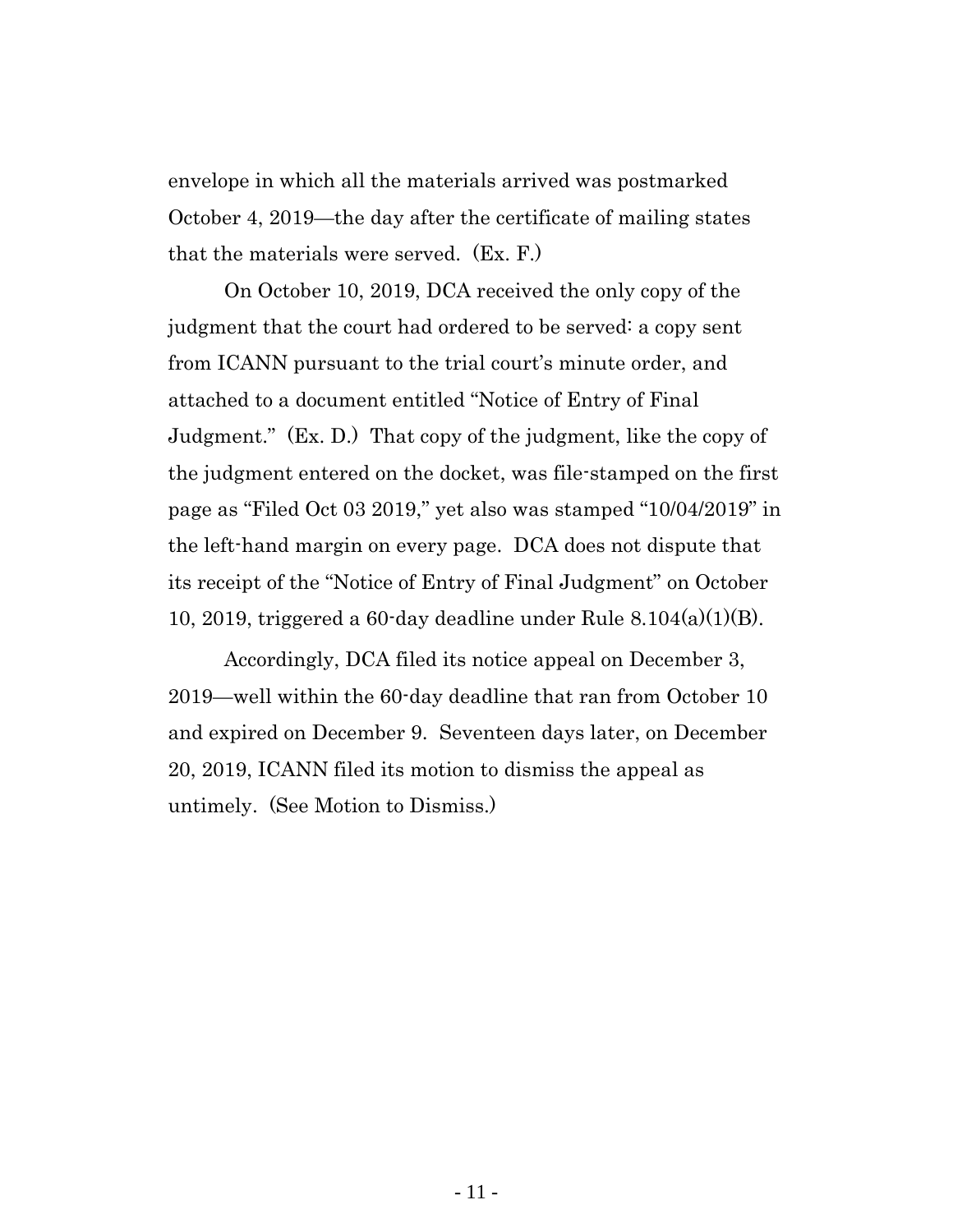envelope in which all the materials arrived was postmarked October 4, 2019—the day after the certificate of mailing states that the materials were served. (Ex. F.)

On October 10, 2019, DCA received the only copy of the judgment that the court had ordered to be served: a copy sent from ICANN pursuant to the trial court's minute order, and attached to a document entitled "Notice of Entry of Final Judgment." (Ex. D.) That copy of the judgment, like the copy of the judgment entered on the docket, was file-stamped on the first page as "Filed Oct 03 2019," yet also was stamped "10/04/2019" in the left-hand margin on every page. DCA does not dispute that its receipt of the "Notice of Entry of Final Judgment" on October 10, 2019, triggered a 60-day deadline under Rule 8.104(a)(1)(B).

Accordingly, DCA filed its notice appeal on December 3, 2019—well within the 60-day deadline that ran from October 10 and expired on December 9. Seventeen days later, on December 20, 2019, ICANN filed its motion to dismiss the appeal as untimely. (See Motion to Dismiss.)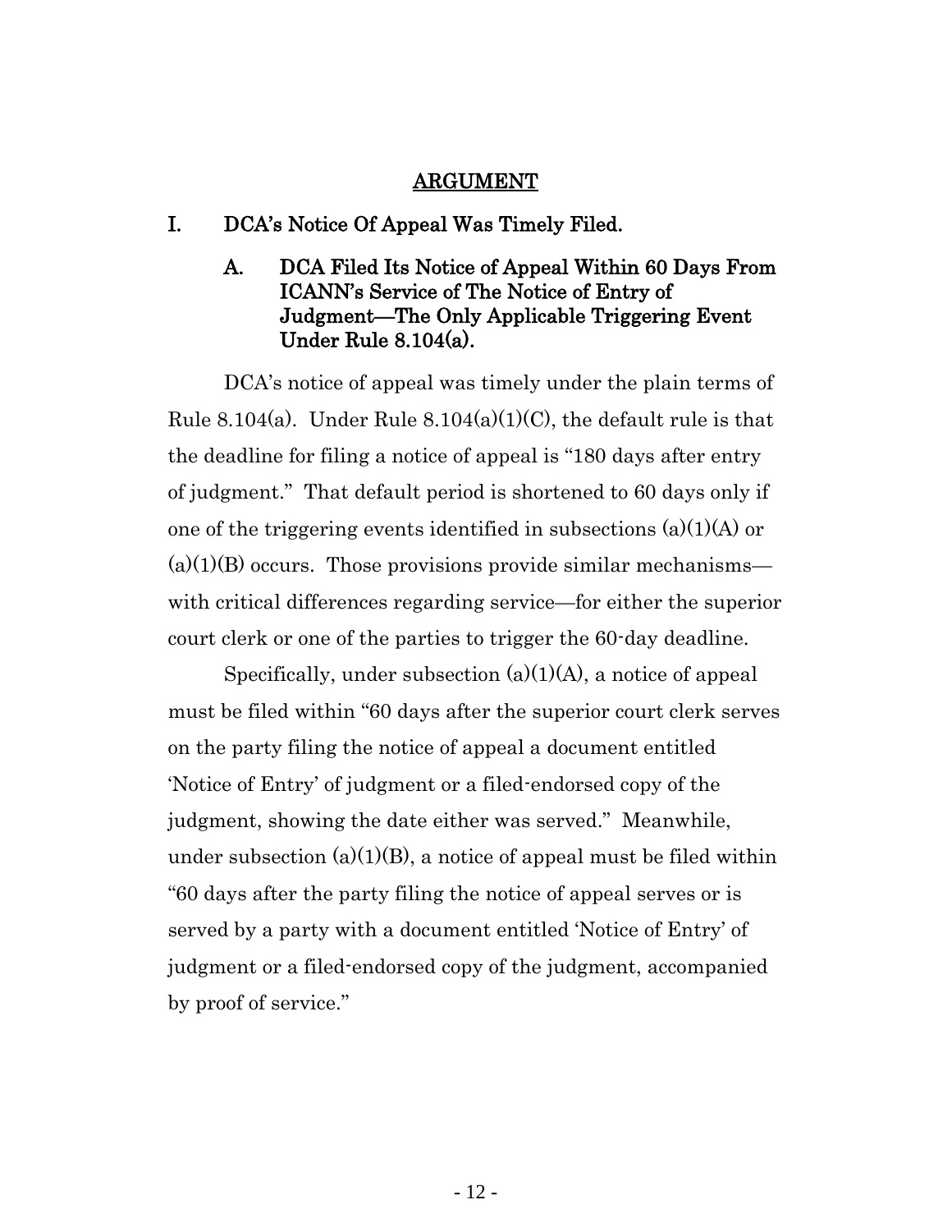## ARGUMENT

### I. DCA's Notice Of Appeal Was Timely Filed.

#### A. DCA Filed Its Notice of Appeal Within 60 Days From ICANN's Service of The Notice of Entry of Judgment—The Only Applicable Triggering Event Under Rule 8.104(a).

DCA's notice of appeal was timely under the plain terms of Rule 8.104(a). Under Rule 8.104(a)(1)(C), the default rule is that the deadline for filing a notice of appeal is "180 days after entry of judgment." That default period is shortened to 60 days only if one of the triggering events identified in subsections (a)(1)(A) or (a)(1)(B) occurs. Those provisions provide similar mechanisms—with critical differences regarding service—for either the superior court clerk or one of the parties to trigger the 60-day deadline.

Specifically, under subsection (a)(1)(A), a notice of appeal must be filed within "60 days after the superior court clerk serves on the party filing the notice of appeal a document entitled 'Notice of Entry' of judgment or a filed-endorsed copy of the judgment, showing the date either was served." Meanwhile, under subsection (a)(1)(B), a notice of appeal must be filed within "60 days after the party filing the notice of appeal serves or is served by a party with a document entitled 'Notice of Entry' of judgment or a filed-endorsed copy of the judgment, accompanied by proof of service."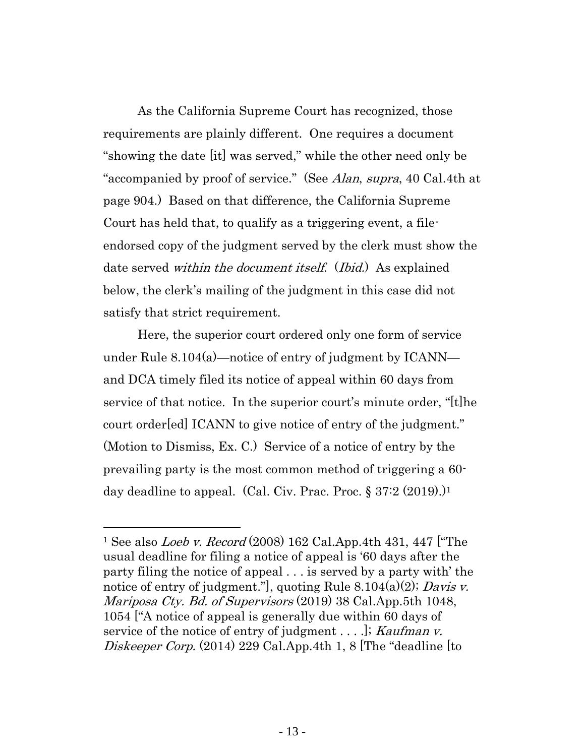As the California Supreme Court has recognized, those requirements are plainly different. One requires a document "showing the date [it] was served," while the other need only be "accompanied by proof of service." (See *Alan*, *supra*, 40 Cal.4th at page 904.) Based on that difference, the California Supreme Court has held that, to qualify as a triggering event, a file-endorsed copy of the judgment served by the clerk must show the date served *within the document itself*. (*Ibid.*) As explained below, the clerk's mailing of the judgment in this case did not satisfy that strict requirement.

Here, the superior court ordered only one form of service under Rule 8.104(a)—notice of entry of judgment by ICANN—and DCA timely filed its notice of appeal within 60 days from service of that notice. In the superior court's minute order, "[t]he court order[ed] ICANN to give notice of entry of the judgment." (Motion to Dismiss, Ex. C.) Service of a notice of entry by the prevailing party is the most common method of triggering a 60-day deadline to appeal. (Cal. Civ. Prac. Proc. § 37:2 (2019).)[1]

---

[1] See also *Loeb v. Record* (2008) 162 Cal.App.4th 431, 447 ["The usual deadline for filing a notice of appeal is '60 days after the party filing the notice of appeal . . . is served by a party with' the notice of entry of judgment."], quoting Rule 8.104(a)(2); *Davis v. Mariposa Cty. Bd. of Supervisors* (2019) 38 Cal.App.5th 1048, 1054 ["A notice of appeal is generally due within 60 days of service of the notice of entry of judgment . . . .]; *Kaufman v. Diskeeper Corp.* (2014) 229 Cal.App.4th 1, 8 [The "deadline [to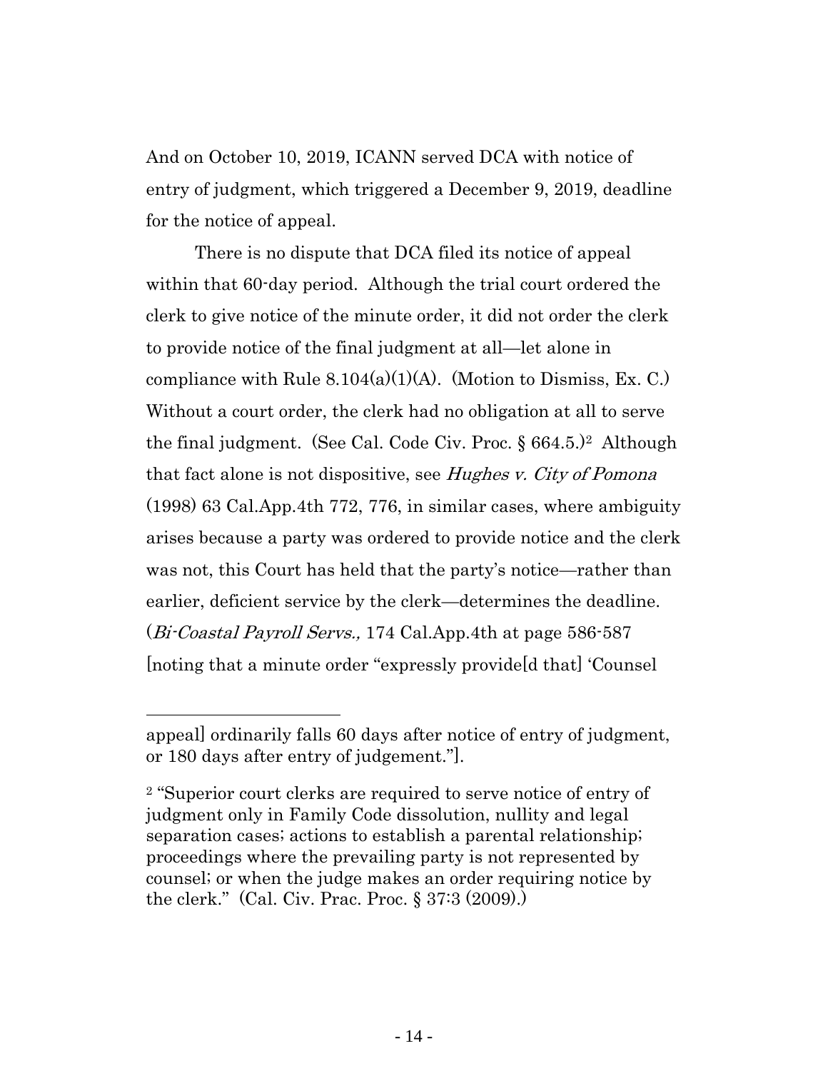And on October 10, 2019, ICANN served DCA with notice of entry of judgment, which triggered a December 9, 2019, deadline for the notice of appeal.

There is no dispute that DCA filed its notice of appeal within that 60-day period. Although the trial court ordered the clerk to give notice of the minute order, it did not order the clerk to provide notice of the final judgment at all—let alone in compliance with Rule 8.104(a)(1)(A). (Motion to Dismiss, Ex. C.) Without a court order, the clerk had no obligation at all to serve the final judgment. (See Cal. Code Civ. Proc. § 664.5.)[2] Although that fact alone is not dispositive, see *Hughes v. City of Pomona* (1998) 63 Cal.App.4th 772, 776, in similar cases, where ambiguity arises because a party was ordered to provide notice and the clerk was not, this Court has held that the party's notice—rather than earlier, deficient service by the clerk—determines the deadline. (*Bi-Coastal Payroll Servs.,* 174 Cal.App.4th at page 586-587 [noting that a minute order "expressly provide[d that] 'Counsel

---

appeal] ordinarily falls 60 days after notice of entry of judgment, or 180 days after entry of judgement."].

[2] "Superior court clerks are required to serve notice of entry of judgment only in Family Code dissolution, nullity and legal separation cases; actions to establish a parental relationship; proceedings where the prevailing party is not represented by counsel; or when the judge makes an order requiring notice by the clerk." (Cal. Civ. Prac. Proc. § 37:3 (2009).)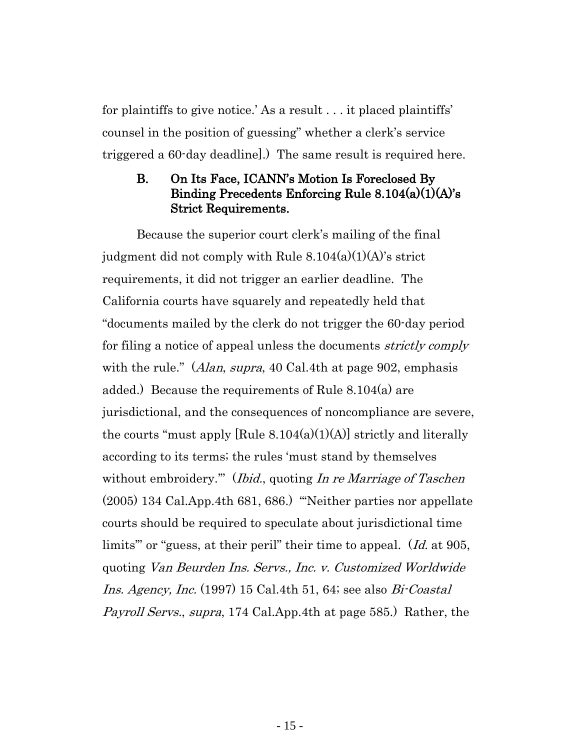for plaintiffs to give notice.' As a result . . . it placed plaintiffs' counsel in the position of guessing" whether a clerk's service triggered a 60-day deadline].) The same result is required here.

### B. On Its Face, ICANN's Motion Is Foreclosed By Binding Precedents Enforcing Rule 8.104(a)(1)(A)'s Strict Requirements.

Because the superior court clerk's mailing of the final judgment did not comply with Rule 8.104(a)(1)(A)'s strict requirements, it did not trigger an earlier deadline. The California courts have squarely and repeatedly held that "documents mailed by the clerk do not trigger the 60-day period for filing a notice of appeal unless the documents *strictly comply* with the rule." (*Alan*, *supra*, 40 Cal.4th at page 902, emphasis added.) Because the requirements of Rule 8.104(a) are jurisdictional, and the consequences of noncompliance are severe, the courts "must apply [Rule 8.104(a)(1)(A)] strictly and literally according to its terms; the rules 'must stand by themselves without embroidery.'" (*Ibid.*, quoting *In re Marriage of Taschen* (2005) 134 Cal.App.4th 681, 686.) "'Neither parties nor appellate courts should be required to speculate about jurisdictional time limits'" or "guess, at their peril" their time to appeal. (*Id.* at 905, quoting *Van Beurden Ins. Servs., Inc. v. Customized Worldwide Ins. Agency, Inc.* (1997) 15 Cal.4th 51, 64; see also *Bi-Coastal Payroll Servs.*, *supra*, 174 Cal.App.4th at page 585.) Rather, the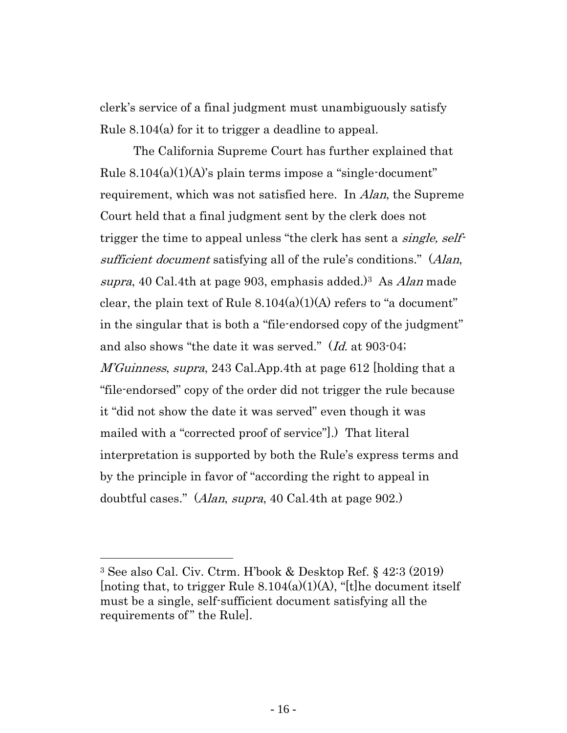clerk's service of a final judgment must unambiguously satisfy Rule 8.104(a) for it to trigger a deadline to appeal.

The California Supreme Court has further explained that Rule 8.104(a)(1)(A)'s plain terms impose a "single-document" requirement, which was not satisfied here. In *Alan*, the Supreme Court held that a final judgment sent by the clerk does not trigger the time to appeal unless "the clerk has sent a *single, self-sufficient document* satisfying all of the rule's conditions." (*Alan*, *supra*, 40 Cal.4th at page 903, emphasis added.)[3] As *Alan* made clear, the plain text of Rule 8.104(a)(1)(A) refers to "a document" in the singular that is both a "file-endorsed copy of the judgment" and also shows "the date it was served." (*Id.* at 903-04; *M'Guinness*, *supra*, 243 Cal.App.4th at page 612 [holding that a "file-endorsed" copy of the order did not trigger the rule because it "did not show the date it was served" even though it was mailed with a "corrected proof of service"].) That literal interpretation is supported by both the Rule's express terms and by the principle in favor of "according the right to appeal in doubtful cases." (*Alan*, *supra*, 40 Cal.4th at page 902.)

---

[3] See also Cal. Civ. Ctrm. H'book & Desktop Ref. § 42:3 (2019) [noting that, to trigger Rule 8.104(a)(1)(A), "[t]he document itself must be a single, self-sufficient document satisfying all the requirements of" the Rule].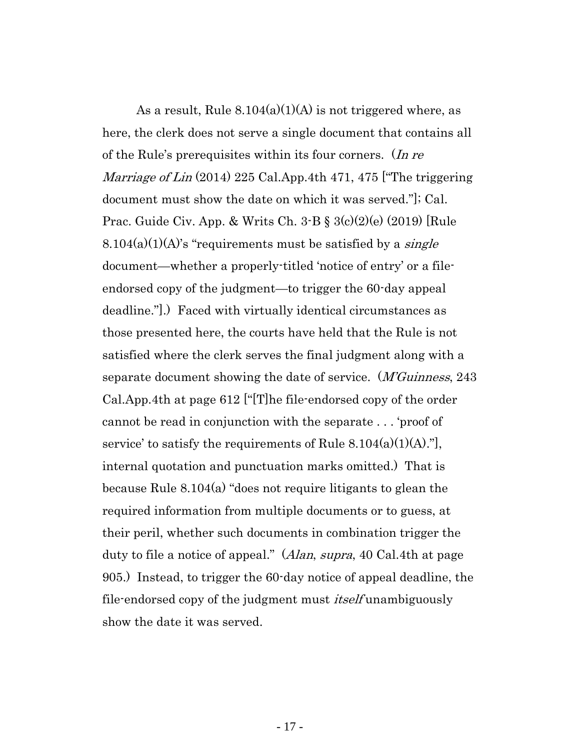As a result, Rule 8.104(a)(1)(A) is not triggered where, as here, the clerk does not serve a single document that contains all of the Rule's prerequisites within its four corners. (*In re Marriage of Lin* (2014) 225 Cal.App.4th 471, 475 ["The triggering document must show the date on which it was served."]; Cal. Prac. Guide Civ. App. & Writs Ch. 3-B § 3(c)(2)(e) (2019) [Rule 8.104(a)(1)(A)'s "requirements must be satisfied by a *single* document—whether a properly-titled 'notice of entry' or a file-endorsed copy of the judgment—to trigger the 60-day appeal deadline."].) Faced with virtually identical circumstances as those presented here, the courts have held that the Rule is not satisfied where the clerk serves the final judgment along with a separate document showing the date of service. (*M'Guinness*, 243 Cal.App.4th at page 612 ["[T]he file-endorsed copy of the order cannot be read in conjunction with the separate . . . 'proof of service' to satisfy the requirements of Rule 8.104(a)(1)(A)."], internal quotation and punctuation marks omitted.) That is because Rule 8.104(a) "does not require litigants to glean the required information from multiple documents or to guess, at their peril, whether such documents in combination trigger the duty to file a notice of appeal." (*Alan*, *supra*, 40 Cal.4th at page 905.) Instead, to trigger the 60-day notice of appeal deadline, the file-endorsed copy of the judgment must *itself* unambiguously show the date it was served.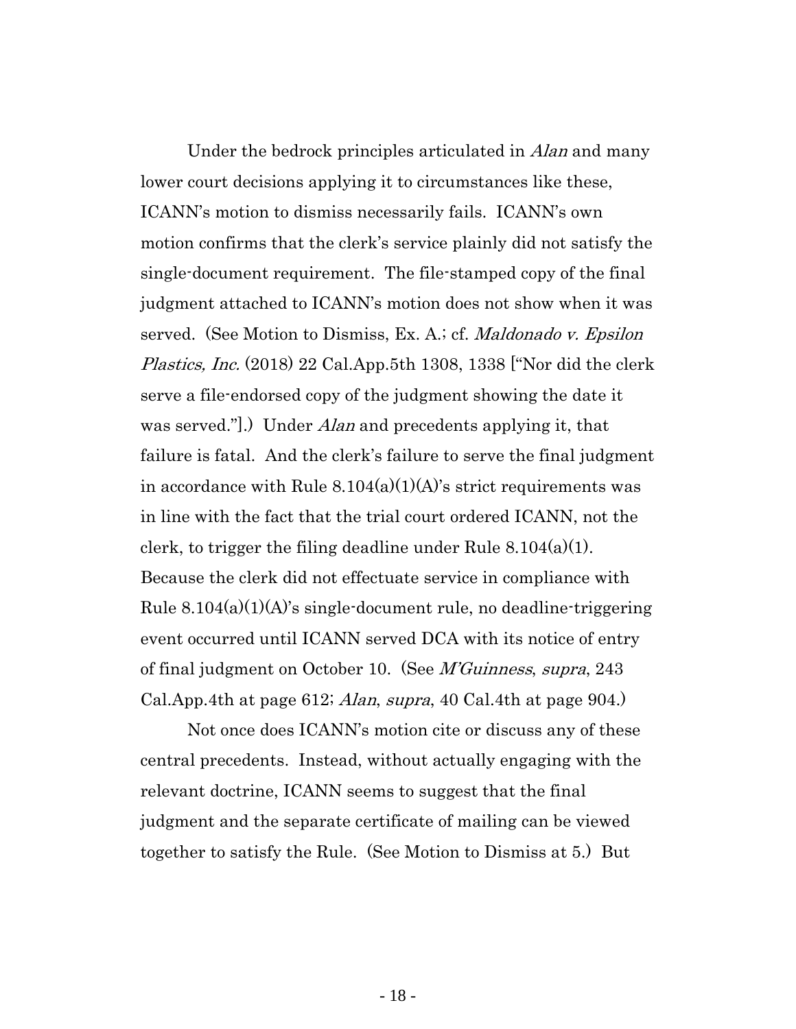Under the bedrock principles articulated in *Alan* and many lower court decisions applying it to circumstances like these, ICANN's motion to dismiss necessarily fails. ICANN's own motion confirms that the clerk's service plainly did not satisfy the single-document requirement. The file-stamped copy of the final judgment attached to ICANN's motion does not show when it was served. (See Motion to Dismiss, Ex. A.; cf. *Maldonado v. Epsilon Plastics, Inc.* (2018) 22 Cal.App.5th 1308, 1338 ["Nor did the clerk serve a file-endorsed copy of the judgment showing the date it was served."].) Under *Alan* and precedents applying it, that failure is fatal. And the clerk's failure to serve the final judgment in accordance with Rule 8.104(a)(1)(A)'s strict requirements was in line with the fact that the trial court ordered ICANN, not the clerk, to trigger the filing deadline under Rule 8.104(a)(1). Because the clerk did not effectuate service in compliance with Rule 8.104(a)(1)(A)'s single-document rule, no deadline-triggering event occurred until ICANN served DCA with its notice of entry of final judgment on October 10. (See *M'Guinness*, *supra*, 243 Cal.App.4th at page 612; *Alan*, *supra*, 40 Cal.4th at page 904.)

Not once does ICANN's motion cite or discuss any of these central precedents. Instead, without actually engaging with the relevant doctrine, ICANN seems to suggest that the final judgment and the separate certificate of mailing can be viewed together to satisfy the Rule. (See Motion to Dismiss at 5.) But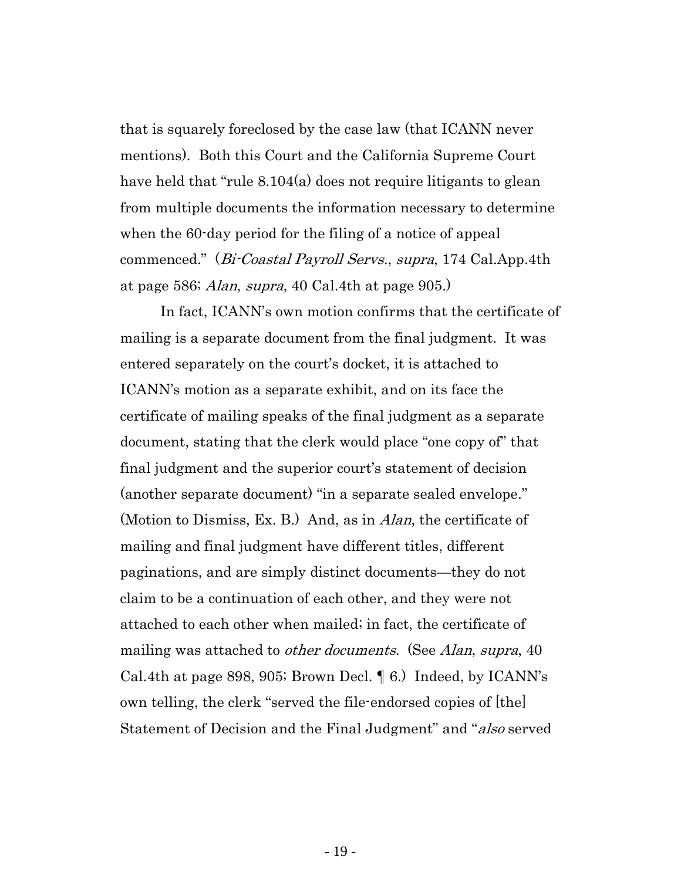that is squarely foreclosed by the case law (that ICANN never mentions). Both this Court and the California Supreme Court have held that "rule 8.104(a) does not require litigants to glean from multiple documents the information necessary to determine when the 60-day period for the filing of a notice of appeal commenced." (*Bi-Coastal Payroll Servs.*, *supra*, 174 Cal.App.4th at page 586; *Alan*, *supra*, 40 Cal.4th at page 905.)

In fact, ICANN's own motion confirms that the certificate of mailing is a separate document from the final judgment. It was entered separately on the court's docket, it is attached to ICANN's motion as a separate exhibit, and on its face the certificate of mailing speaks of the final judgment as a separate document, stating that the clerk would place "one copy of" that final judgment and the superior court's statement of decision (another separate document) "in a separate sealed envelope." (Motion to Dismiss, Ex. B.) And, as in *Alan*, the certificate of mailing and final judgment have different titles, different paginations, and are simply distinct documents—they do not claim to be a continuation of each other, and they were not attached to each other when mailed; in fact, the certificate of mailing was attached to *other documents*. (See *Alan*, *supra*, 40 Cal.4th at page 898, 905; Brown Decl. ¶ 6.) Indeed, by ICANN's own telling, the clerk "served the file-endorsed copies of [the] Statement of Decision and the Final Judgment" and "*also* served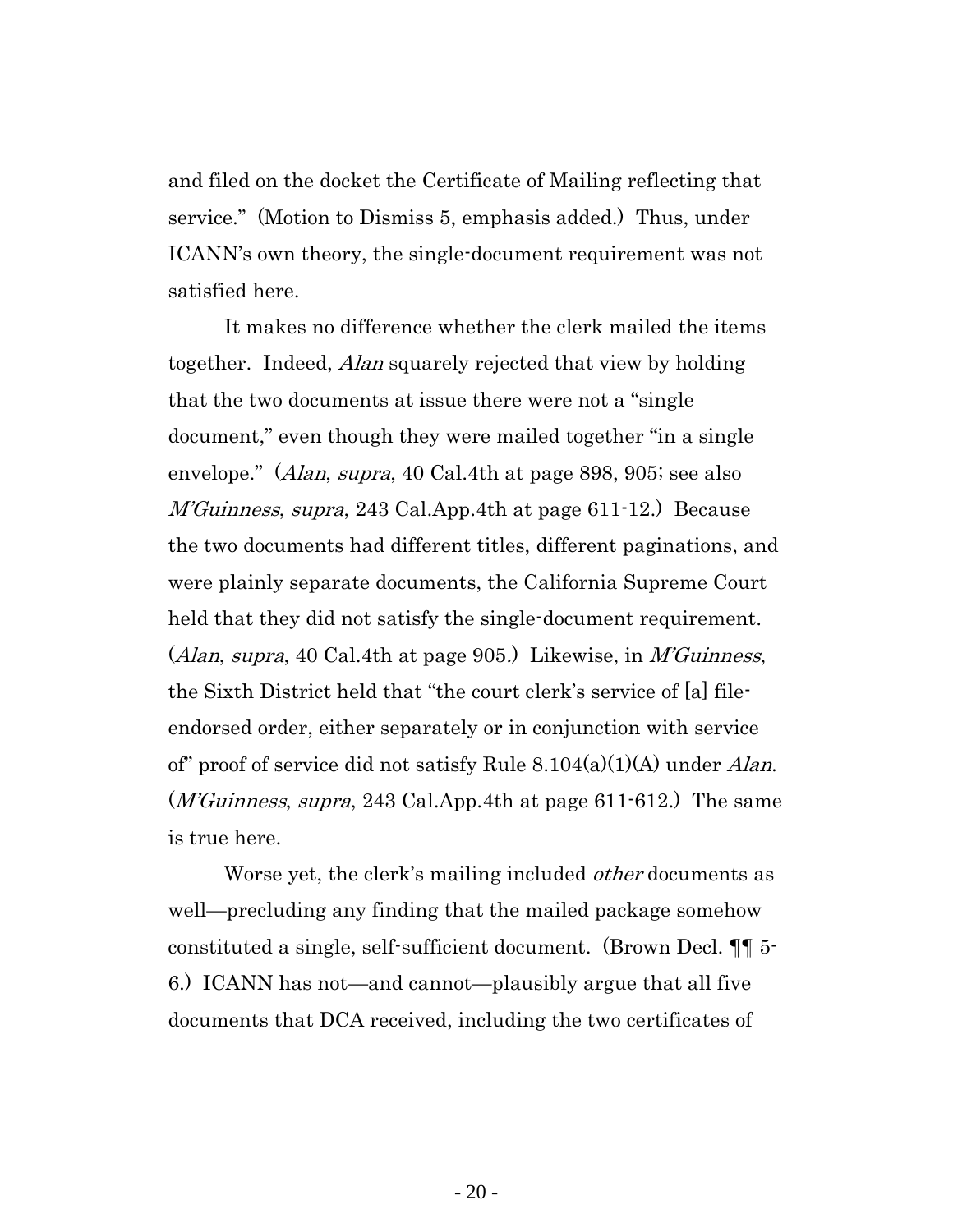and filed on the docket the Certificate of Mailing reflecting that service." (Motion to Dismiss 5, emphasis added.) Thus, under ICANN's own theory, the single-document requirement was not satisfied here.

It makes no difference whether the clerk mailed the items together. Indeed, *Alan* squarely rejected that view by holding that the two documents at issue there were not a "single document," even though they were mailed together "in a single envelope." (*Alan*, *supra*, 40 Cal.4th at page 898, 905; see also *M'Guinness*, *supra*, 243 Cal.App.4th at page 611-12.) Because the two documents had different titles, different paginations, and were plainly separate documents, the California Supreme Court held that they did not satisfy the single-document requirement. (*Alan*, *supra*, 40 Cal.4th at page 905.) Likewise, in *M'Guinness*, the Sixth District held that "the court clerk's service of [a] file-endorsed order, either separately or in conjunction with service of" proof of service did not satisfy Rule 8.104(a)(1)(A) under *Alan*. (*M'Guinness*, *supra*, 243 Cal.App.4th at page 611-612.) The same is true here.

Worse yet, the clerk's mailing included *other* documents as well—precluding any finding that the mailed package somehow constituted a single, self-sufficient document. (Brown Decl. ¶¶ 5-6.) ICANN has not—and cannot—plausibly argue that all five documents that DCA received, including the two certificates of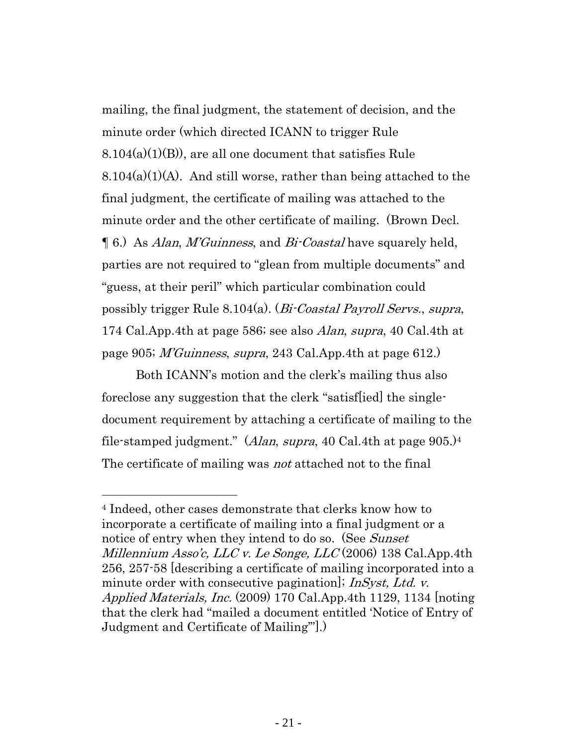mailing, the final judgment, the statement of decision, and the minute order (which directed ICANN to trigger Rule 8.104(a)(1)(B)), are all one document that satisfies Rule 8.104(a)(1)(A). And still worse, rather than being attached to the final judgment, the certificate of mailing was attached to the minute order and the other certificate of mailing. (Brown Decl. ¶ 6.) As *Alan*, *M'Guinness*, and *Bi-Coastal* have squarely held, parties are not required to "glean from multiple documents" and "guess, at their peril" which particular combination could possibly trigger Rule 8.104(a). (*Bi-Coastal Payroll Servs.*, *supra*, 174 Cal.App.4th at page 586; see also *Alan*, *supra*, 40 Cal.4th at page 905; *M'Guinness*, *supra*, 243 Cal.App.4th at page 612.)

Both ICANN's motion and the clerk's mailing thus also foreclose any suggestion that the clerk "satisf[ied] the single-document requirement by attaching a certificate of mailing to the file-stamped judgment." (*Alan*, *supra*, 40 Cal.4th at page 905.)[4] The certificate of mailing was *not* attached not to the final

---

[4] Indeed, other cases demonstrate that clerks know how to incorporate a certificate of mailing into a final judgment or a notice of entry when they intend to do so. (See *Sunset Millennium Asso'c, LLC v. Le Songe, LLC* (2006) 138 Cal.App.4th 256, 257-58 [describing a certificate of mailing incorporated into a minute order with consecutive pagination]; *InSyst, Ltd. v. Applied Materials, Inc.* (2009) 170 Cal.App.4th 1129, 1134 [noting that the clerk had "mailed a document entitled 'Notice of Entry of Judgment and Certificate of Mailing'"].)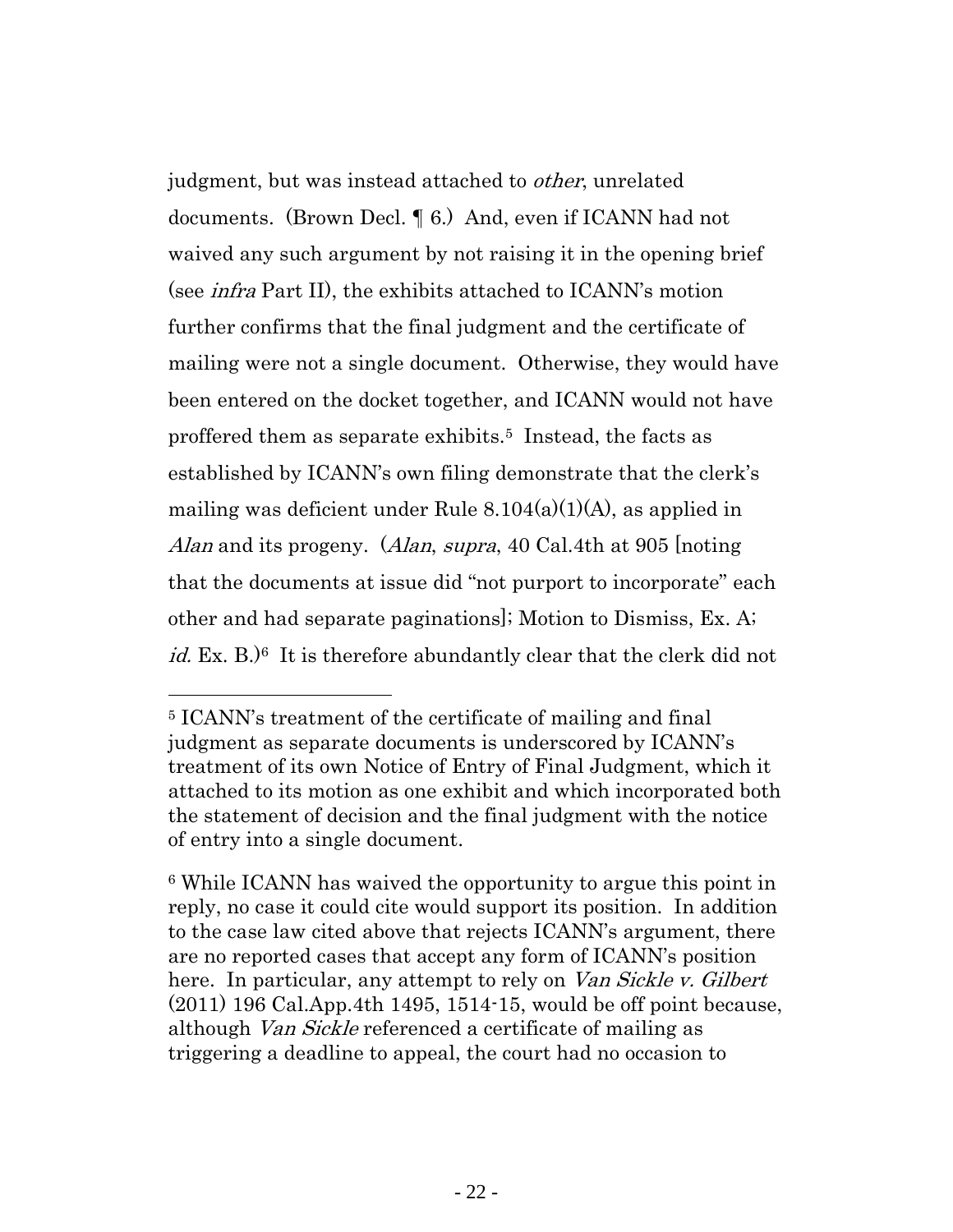judgment, but was instead attached to *other*, unrelated documents. (Brown Decl. ¶ 6.) And, even if ICANN had not waived any such argument by not raising it in the opening brief (see *infra* Part II), the exhibits attached to ICANN's motion further confirms that the final judgment and the certificate of mailing were not a single document. Otherwise, they would have been entered on the docket together, and ICANN would not have proffered them as separate exhibits.[5] Instead, the facts as established by ICANN's own filing demonstrate that the clerk's mailing was deficient under Rule 8.104(a)(1)(A), as applied in *Alan* and its progeny. (*Alan*, *supra*, 40 Cal.4th at 905 [noting that the documents at issue did "not purport to incorporate" each other and had separate paginations]; Motion to Dismiss, Ex. A; *id.* Ex. B.)[6] It is therefore abundantly clear that the clerk did not

---

[5] ICANN's treatment of the certificate of mailing and final judgment as separate documents is underscored by ICANN's treatment of its own Notice of Entry of Final Judgment, which it attached to its motion as one exhibit and which incorporated both the statement of decision and the final judgment with the notice of entry into a single document.

[6] While ICANN has waived the opportunity to argue this point in reply, no case it could cite would support its position. In addition to the case law cited above that rejects ICANN's argument, there are no reported cases that accept any form of ICANN's position here. In particular, any attempt to rely on *Van Sickle v. Gilbert* (2011) 196 Cal.App.4th 1495, 1514-15, would be off point because, although *Van Sickle* referenced a certificate of mailing as triggering a deadline to appeal, the court had no occasion to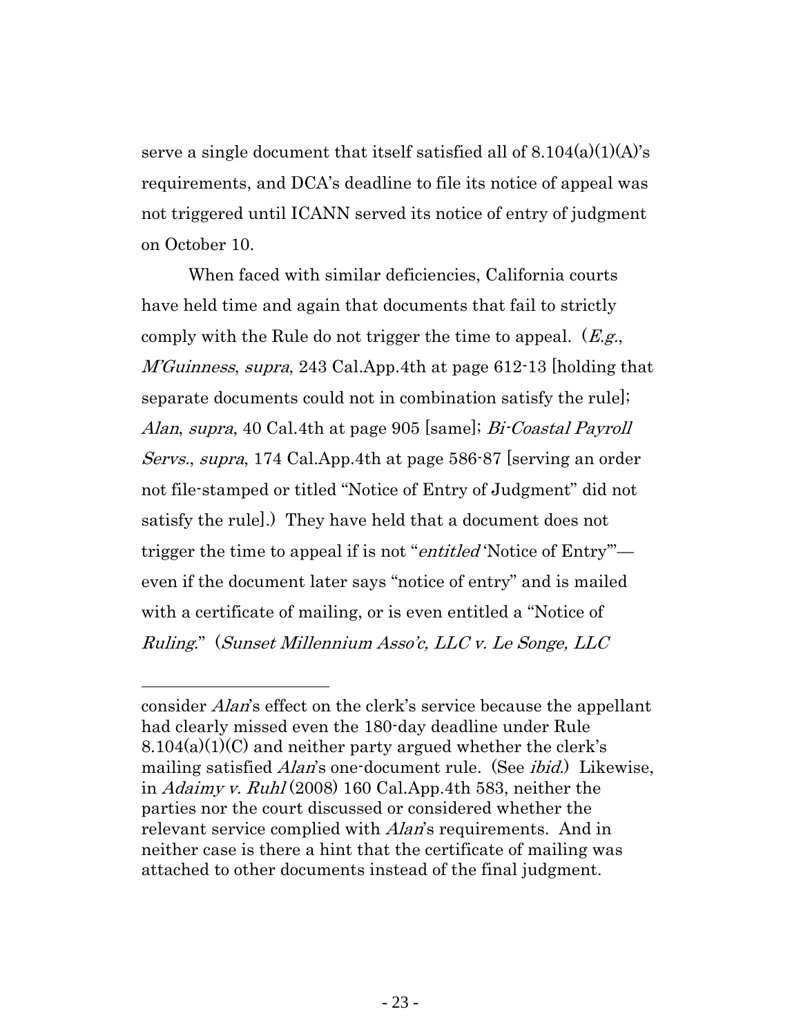serve a single document that itself satisfied all of 8.104(a)(1)(A)'s requirements, and DCA's deadline to file its notice of appeal was not triggered until ICANN served its notice of entry of judgment on October 10.

When faced with similar deficiencies, California courts have held time and again that documents that fail to strictly comply with the Rule do not trigger the time to appeal. (*E.g.*, *M'Guinness*, *supra*, 243 Cal.App.4th at page 612-13 [holding that separate documents could not in combination satisfy the rule]; *Alan*, *supra*, 40 Cal.4th at page 905 [same]; *Bi-Coastal Payroll Servs.*, *supra*, 174 Cal.App.4th at page 586-87 [serving an order not file-stamped or titled "Notice of Entry of Judgment" did not satisfy the rule].) They have held that a document does not trigger the time to appeal if is not "*entitled* 'Notice of Entry'"—even if the document later says "notice of entry" and is mailed with a certificate of mailing, or is even entitled a "Notice of *Ruling*." (*Sunset Millennium Asso'c, LLC v. Le Songe, LLC*

---

consider *Alan*'s effect on the clerk's service because the appellant had clearly missed even the 180-day deadline under Rule 8.104(a)(1)(C) and neither party argued whether the clerk's mailing satisfied *Alan*'s one-document rule. (See *ibid.*) Likewise, in *Adaimy v. Ruhl* (2008) 160 Cal.App.4th 583, neither the parties nor the court discussed or considered whether the relevant service complied with *Alan*'s requirements. And in neither case is there a hint that the certificate of mailing was attached to other documents instead of the final judgment.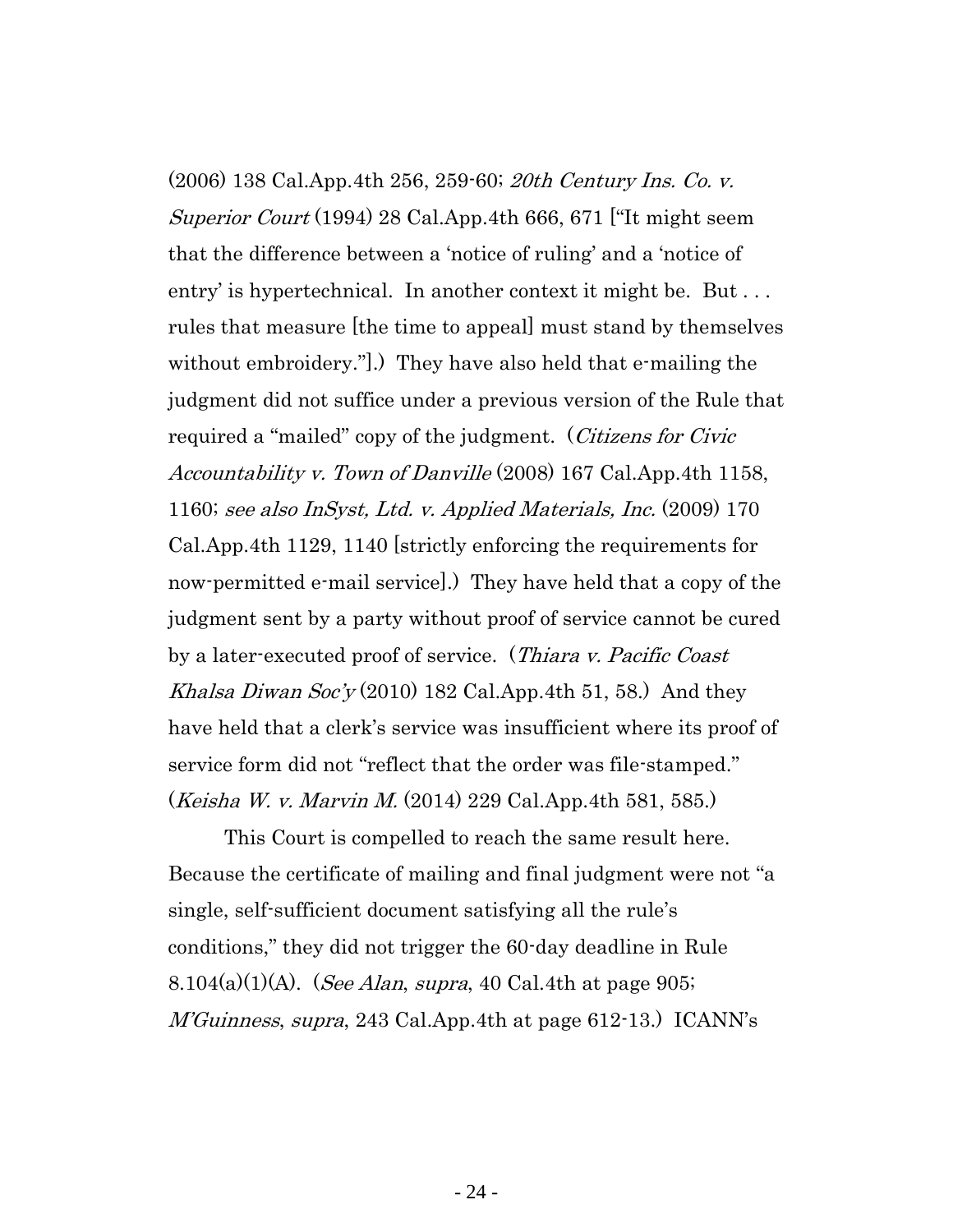(2006) 138 Cal.App.4th 256, 259-60; *20th Century Ins. Co. v. Superior Court* (1994) 28 Cal.App.4th 666, 671 ["It might seem that the difference between a 'notice of ruling' and a 'notice of entry' is hypertechnical. In another context it might be. But . . . rules that measure [the time to appeal] must stand by themselves without embroidery."].) They have also held that e-mailing the judgment did not suffice under a previous version of the Rule that required a "mailed" copy of the judgment. (*Citizens for Civic Accountability v. Town of Danville* (2008) 167 Cal.App.4th 1158, 1160; *see also InSyst, Ltd. v. Applied Materials, Inc.* (2009) 170 Cal.App.4th 1129, 1140 [strictly enforcing the requirements for now-permitted e-mail service].) They have held that a copy of the judgment sent by a party without proof of service cannot be cured by a later-executed proof of service. (*Thiara v. Pacific Coast Khalsa Diwan Soc'y* (2010) 182 Cal.App.4th 51, 58.) And they have held that a clerk's service was insufficient where its proof of service form did not "reflect that the order was file-stamped." (*Keisha W. v. Marvin M.* (2014) 229 Cal.App.4th 581, 585.)

This Court is compelled to reach the same result here. Because the certificate of mailing and final judgment were not "a single, self-sufficient document satisfying all the rule's conditions," they did not trigger the 60-day deadline in Rule 8.104(a)(1)(A). (*See Alan*, *supra*, 40 Cal.4th at page 905; *M'Guinness*, *supra*, 243 Cal.App.4th at page 612-13.) ICANN's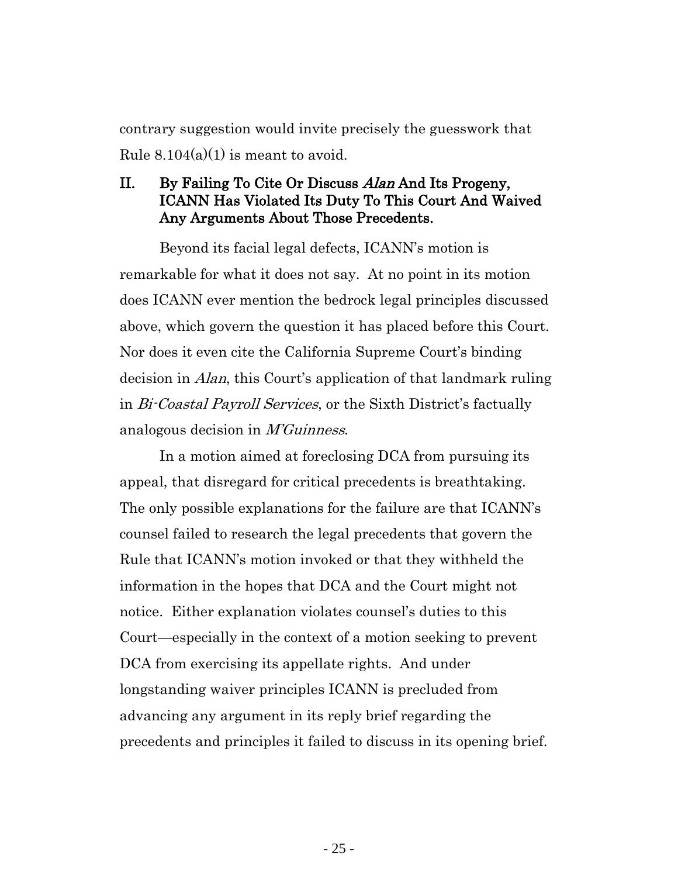contrary suggestion would invite precisely the guesswork that Rule 8.104(a)(1) is meant to avoid.

## II. By Failing To Cite Or Discuss *Alan* And Its Progeny, ICANN Has Violated Its Duty To This Court And Waived Any Arguments About Those Precedents.

Beyond its facial legal defects, ICANN's motion is remarkable for what it does not say. At no point in its motion does ICANN ever mention the bedrock legal principles discussed above, which govern the question it has placed before this Court. Nor does it even cite the California Supreme Court's binding decision in *Alan*, this Court's application of that landmark ruling in *Bi-Coastal Payroll Services*, or the Sixth District's factually analogous decision in *M'Guinness*.

In a motion aimed at foreclosing DCA from pursuing its appeal, that disregard for critical precedents is breathtaking. The only possible explanations for the failure are that ICANN's counsel failed to research the legal precedents that govern the Rule that ICANN's motion invoked or that they withheld the information in the hopes that DCA and the Court might not notice. Either explanation violates counsel's duties to this Court—especially in the context of a motion seeking to prevent DCA from exercising its appellate rights. And under longstanding waiver principles ICANN is precluded from advancing any argument in its reply brief regarding the precedents and principles it failed to discuss in its opening brief.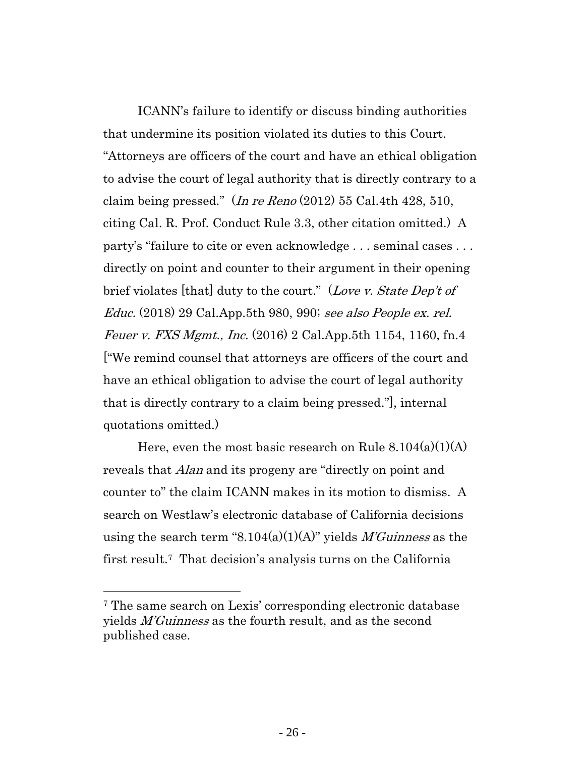ICANN's failure to identify or discuss binding authorities that undermine its position violated its duties to this Court. "Attorneys are officers of the court and have an ethical obligation to advise the court of legal authority that is directly contrary to a claim being pressed." (*In re Reno* (2012) 55 Cal.4th 428, 510, citing Cal. R. Prof. Conduct Rule 3.3, other citation omitted.) A party's "failure to cite or even acknowledge . . . seminal cases . . . directly on point and counter to their argument in their opening brief violates [that] duty to the court." (*Love v. State Dep't of Educ.* (2018) 29 Cal.App.5th 980, 990; *see also People ex. rel. Feuer v. FXS Mgmt., Inc.* (2016) 2 Cal.App.5th 1154, 1160, fn.4 ["We remind counsel that attorneys are officers of the court and have an ethical obligation to advise the court of legal authority that is directly contrary to a claim being pressed."], internal quotations omitted.)

Here, even the most basic research on Rule 8.104(a)(1)(A) reveals that *Alan* and its progeny are "directly on point and counter to" the claim ICANN makes in its motion to dismiss. A search on Westlaw's electronic database of California decisions using the search term "8.104(a)(1)(A)" yields *M'Guinness* as the first result.[7] That decision's analysis turns on the California

[7] The same search on Lexis' corresponding electronic database yields *M'Guinness* as the fourth result, and as the second published case.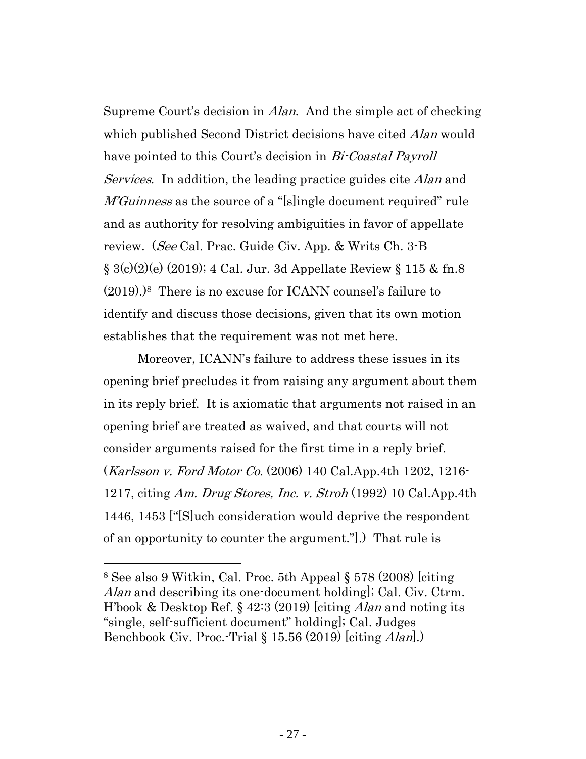Supreme Court's decision in *Alan*. And the simple act of checking which published Second District decisions have cited *Alan* would have pointed to this Court's decision in *Bi-Coastal Payroll Services*. In addition, the leading practice guides cite *Alan* and *M'Guinness* as the source of a "[s]ingle document required" rule and as authority for resolving ambiguities in favor of appellate review. (*See* Cal. Prac. Guide Civ. App. & Writs Ch. 3-B § 3(c)(2)(e) (2019); 4 Cal. Jur. 3d Appellate Review § 115 & fn.8 (2019).)[8] There is no excuse for ICANN counsel's failure to identify and discuss those decisions, given that its own motion establishes that the requirement was not met here.

Moreover, ICANN's failure to address these issues in its opening brief precludes it from raising any argument about them in its reply brief. It is axiomatic that arguments not raised in an opening brief are treated as waived, and that courts will not consider arguments raised for the first time in a reply brief. (*Karlsson v. Ford Motor Co.* (2006) 140 Cal.App.4th 1202, 1216-1217, citing *Am. Drug Stores, Inc. v. Stroh* (1992) 10 Cal.App.4th 1446, 1453 ["[S]uch consideration would deprive the respondent of an opportunity to counter the argument."].) That rule is

---

[8] See also 9 Witkin, Cal. Proc. 5th Appeal § 578 (2008) [citing *Alan* and describing its one-document holding]; Cal. Civ. Ctrm. H'book & Desktop Ref. § 42:3 (2019) [citing *Alan* and noting its "single, self-sufficient document" holding]; Cal. Judges Benchbook Civ. Proc.-Trial § 15.56 (2019) [citing *Alan*].)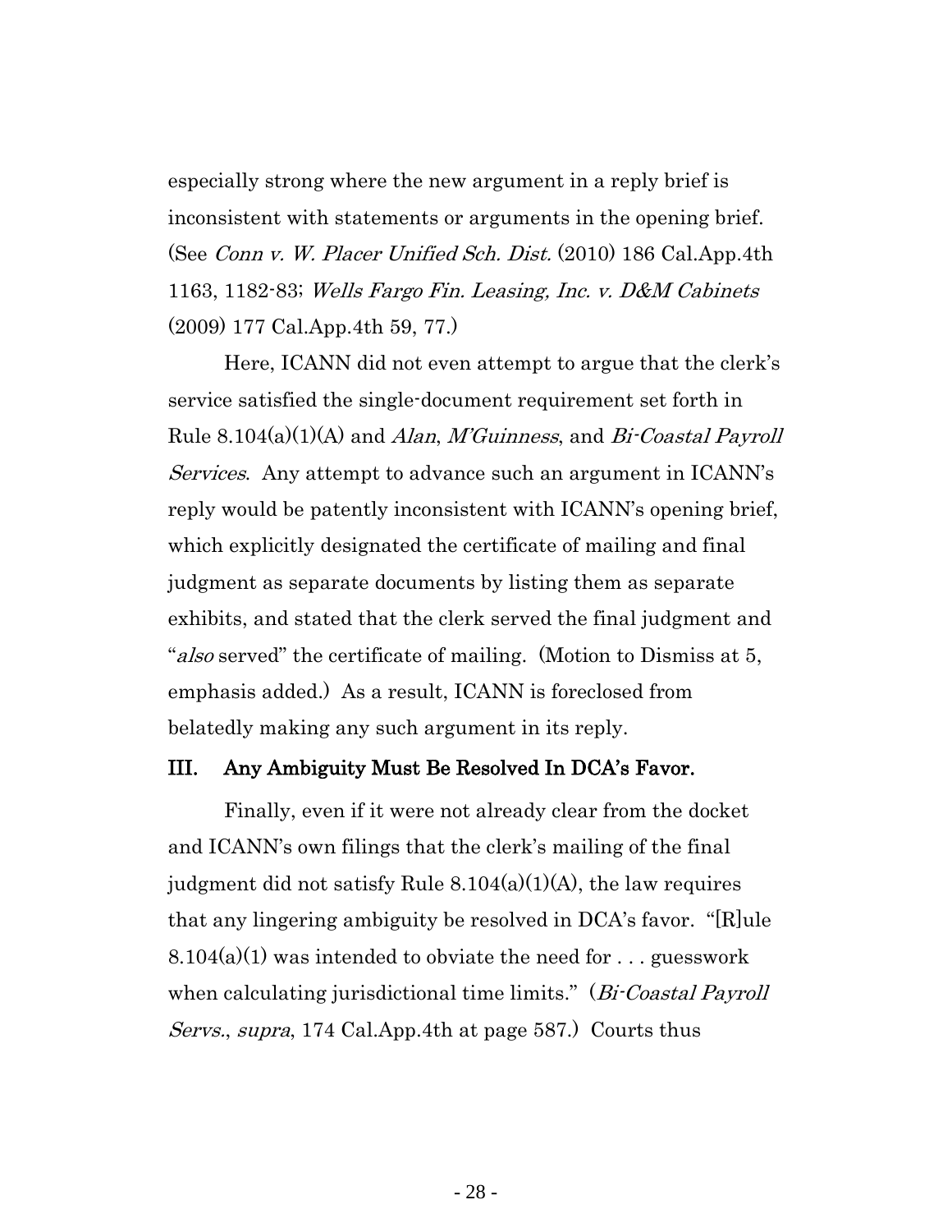especially strong where the new argument in a reply brief is inconsistent with statements or arguments in the opening brief. (See *Conn v. W. Placer Unified Sch. Dist.* (2010) 186 Cal.App.4th 1163, 1182-83; *Wells Fargo Fin. Leasing, Inc. v. D&M Cabinets* (2009) 177 Cal.App.4th 59, 77.)

Here, ICANN did not even attempt to argue that the clerk's service satisfied the single-document requirement set forth in Rule 8.104(a)(1)(A) and *Alan*, *M'Guinness*, and *Bi-Coastal Payroll Services*. Any attempt to advance such an argument in ICANN's reply would be patently inconsistent with ICANN's opening brief, which explicitly designated the certificate of mailing and final judgment as separate documents by listing them as separate exhibits, and stated that the clerk served the final judgment and "*also* served" the certificate of mailing. (Motion to Dismiss at 5, emphasis added.) As a result, ICANN is foreclosed from belatedly making any such argument in its reply.

## III. Any Ambiguity Must Be Resolved In DCA's Favor.

Finally, even if it were not already clear from the docket and ICANN's own filings that the clerk's mailing of the final judgment did not satisfy Rule 8.104(a)(1)(A), the law requires that any lingering ambiguity be resolved in DCA's favor. "[R]ule 8.104(a)(1) was intended to obviate the need for . . . guesswork when calculating jurisdictional time limits." (*Bi-Coastal Payroll Servs.*, *supra*, 174 Cal.App.4th at page 587.) Courts thus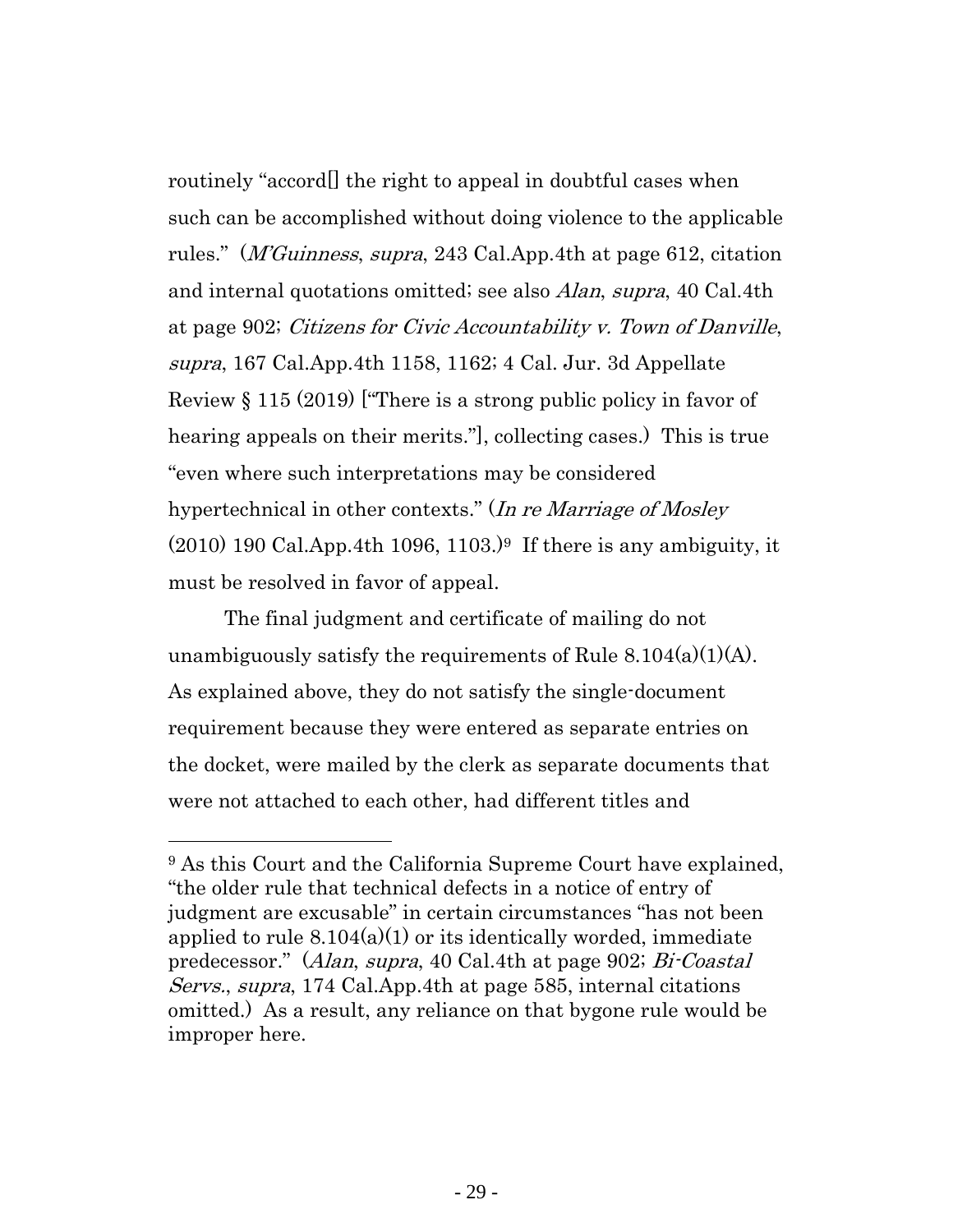routinely "accord[] the right to appeal in doubtful cases when such can be accomplished without doing violence to the applicable rules." (*M'Guinness*, *supra*, 243 Cal.App.4th at page 612, citation and internal quotations omitted; see also *Alan*, *supra*, 40 Cal.4th at page 902; *Citizens for Civic Accountability v. Town of Danville*, *supra*, 167 Cal.App.4th 1158, 1162; 4 Cal. Jur. 3d Appellate Review § 115 (2019) ["There is a strong public policy in favor of hearing appeals on their merits."], collecting cases.) This is true "even where such interpretations may be considered hypertechnical in other contexts." (*In re Marriage of Mosley* (2010) 190 Cal.App.4th 1096, 1103.)[9] If there is any ambiguity, it must be resolved in favor of appeal.

The final judgment and certificate of mailing do not unambiguously satisfy the requirements of Rule 8.104(a)(1)(A). As explained above, they do not satisfy the single-document requirement because they were entered as separate entries on the docket, were mailed by the clerk as separate documents that were not attached to each other, had different titles and

---

[9] As this Court and the California Supreme Court have explained, "the older rule that technical defects in a notice of entry of judgment are excusable" in certain circumstances "has not been applied to rule 8.104(a)(1) or its identically worded, immediate predecessor." (*Alan*, *supra*, 40 Cal.4th at page 902; *Bi-Coastal Servs.*, *supra*, 174 Cal.App.4th at page 585, internal citations omitted.) As a result, any reliance on that bygone rule would be improper here.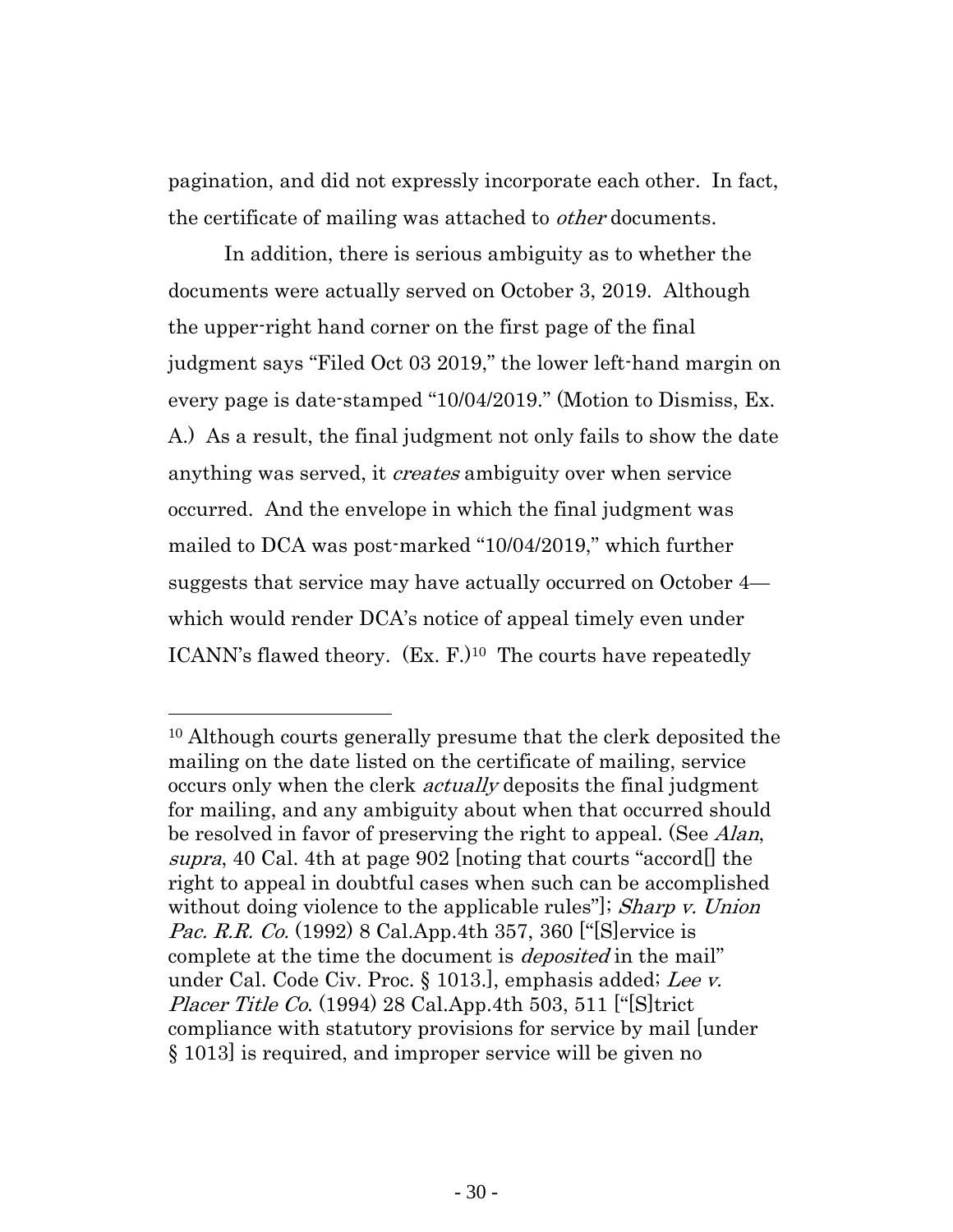pagination, and did not expressly incorporate each other. In fact, the certificate of mailing was attached to *other* documents.

In addition, there is serious ambiguity as to whether the documents were actually served on October 3, 2019. Although the upper-right hand corner on the first page of the final judgment says "Filed Oct 03 2019," the lower left-hand margin on every page is date-stamped "10/04/2019." (Motion to Dismiss, Ex. A.) As a result, the final judgment not only fails to show the date anything was served, it *creates* ambiguity over when service occurred. And the envelope in which the final judgment was mailed to DCA was post-marked "10/04/2019," which further suggests that service may have actually occurred on October 4—which would render DCA's notice of appeal timely even under ICANN's flawed theory. (Ex. F.)[10] The courts have repeatedly

---

[10] Although courts generally presume that the clerk deposited the mailing on the date listed on the certificate of mailing, service occurs only when the clerk *actually* deposits the final judgment for mailing, and any ambiguity about when that occurred should be resolved in favor of preserving the right to appeal. (See *Alan*, *supra*, 40 Cal. 4th at page 902 [noting that courts "accord[] the right to appeal in doubtful cases when such can be accomplished without doing violence to the applicable rules"]; *Sharp v. Union Pac. R.R. Co.* (1992) 8 Cal.App.4th 357, 360 ["[S]ervice is complete at the time the document is *deposited* in the mail" under Cal. Code Civ. Proc. § 1013.], emphasis added; *Lee v. Placer Title Co.* (1994) 28 Cal.App.4th 503, 511 ["[S]trict compliance with statutory provisions for service by mail [under § 1013] is required, and improper service will be given no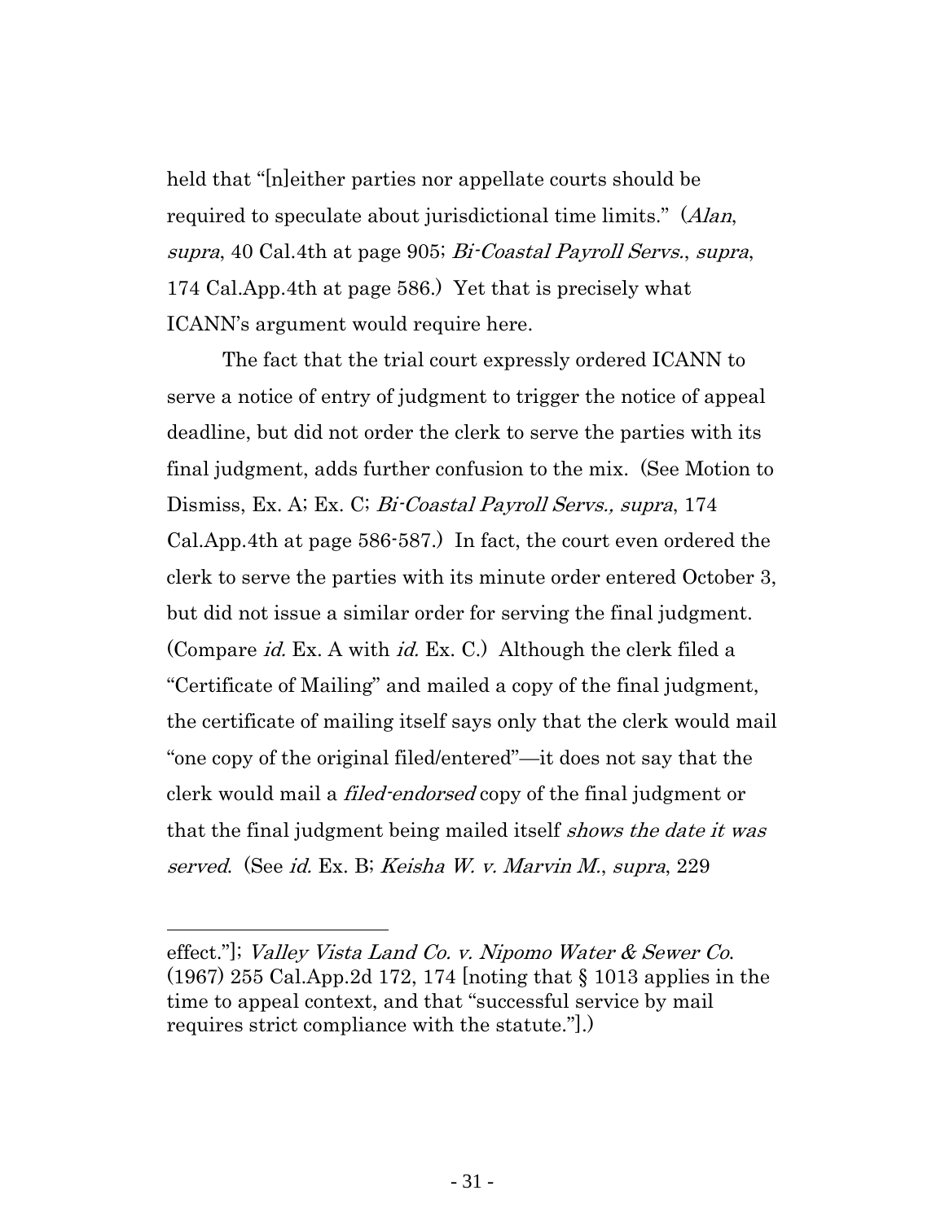held that "[n]either parties nor appellate courts should be required to speculate about jurisdictional time limits." (*Alan*, *supra*, 40 Cal.4th at page 905; *Bi-Coastal Payroll Servs.*, *supra*, 174 Cal.App.4th at page 586.) Yet that is precisely what ICANN's argument would require here.

The fact that the trial court expressly ordered ICANN to serve a notice of entry of judgment to trigger the notice of appeal deadline, but did not order the clerk to serve the parties with its final judgment, adds further confusion to the mix. (See Motion to Dismiss, Ex. A; Ex. C; *Bi-Coastal Payroll Servs., supra*, 174 Cal.App.4th at page 586-587.) In fact, the court even ordered the clerk to serve the parties with its minute order entered October 3, but did not issue a similar order for serving the final judgment. (Compare *id.* Ex. A with *id.* Ex. C.) Although the clerk filed a "Certificate of Mailing" and mailed a copy of the final judgment, the certificate of mailing itself says only that the clerk would mail "one copy of the original filed/entered"—it does not say that the clerk would mail a *filed-endorsed* copy of the final judgment or that the final judgment being mailed itself *shows the date it was served*. (See *id.* Ex. B; *Keisha W. v. Marvin M.*, *supra*, 229

---

effect."]; *Valley Vista Land Co. v. Nipomo Water & Sewer Co.* (1967) 255 Cal.App.2d 172, 174 [noting that § 1013 applies in the time to appeal context, and that "successful service by mail requires strict compliance with the statute."].)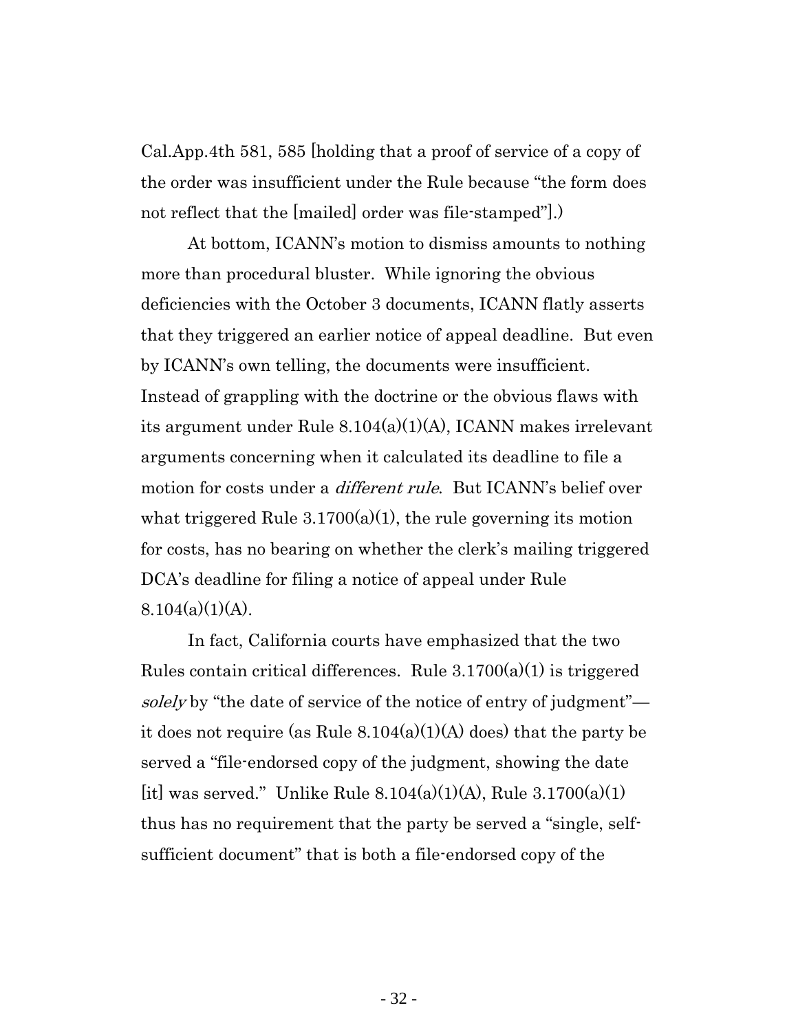Cal.App.4th 581, 585 [holding that a proof of service of a copy of the order was insufficient under the Rule because "the form does not reflect that the [mailed] order was file-stamped"].)

At bottom, ICANN's motion to dismiss amounts to nothing more than procedural bluster. While ignoring the obvious deficiencies with the October 3 documents, ICANN flatly asserts that they triggered an earlier notice of appeal deadline. But even by ICANN's own telling, the documents were insufficient. Instead of grappling with the doctrine or the obvious flaws with its argument under Rule 8.104(a)(1)(A), ICANN makes irrelevant arguments concerning when it calculated its deadline to file a motion for costs under a *different rule*. But ICANN's belief over what triggered Rule 3.1700(a)(1), the rule governing its motion for costs, has no bearing on whether the clerk's mailing triggered DCA's deadline for filing a notice of appeal under Rule 8.104(a)(1)(A).

In fact, California courts have emphasized that the two Rules contain critical differences. Rule 3.1700(a)(1) is triggered *solely* by "the date of service of the notice of entry of judgment"—it does not require (as Rule 8.104(a)(1)(A) does) that the party be served a "file-endorsed copy of the judgment, showing the date [it] was served." Unlike Rule 8.104(a)(1)(A), Rule 3.1700(a)(1) thus has no requirement that the party be served a "single, self-sufficient document" that is both a file-endorsed copy of the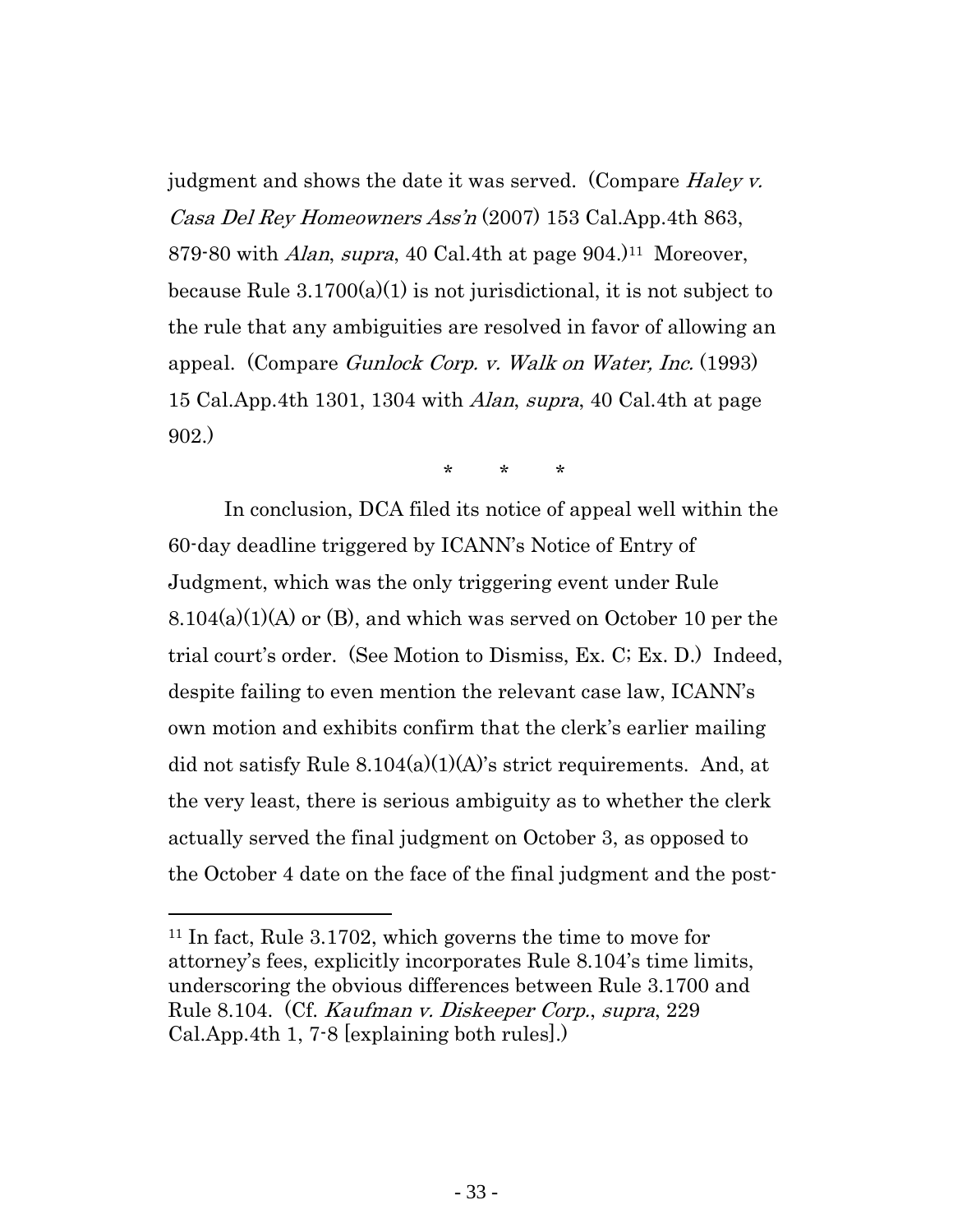judgment and shows the date it was served. (Compare *Haley v. Casa Del Rey Homeowners Ass'n* (2007) 153 Cal.App.4th 863, 879-80 with *Alan, supra*, 40 Cal.4th at page 904.)[11] Moreover, because Rule 3.1700(a)(1) is not jurisdictional, it is not subject to the rule that any ambiguities are resolved in favor of allowing an appeal. (Compare *Gunlock Corp. v. Walk on Water, Inc.* (1993) 15 Cal.App.4th 1301, 1304 with *Alan, supra*, 40 Cal.4th at page 902.)

\* \* \*

In conclusion, DCA filed its notice of appeal well within the 60-day deadline triggered by ICANN's Notice of Entry of Judgment, which was the only triggering event under Rule 8.104(a)(1)(A) or (B), and which was served on October 10 per the trial court's order. (See Motion to Dismiss, Ex. C; Ex. D.) Indeed, despite failing to even mention the relevant case law, ICANN's own motion and exhibits confirm that the clerk's earlier mailing did not satisfy Rule 8.104(a)(1)(A)'s strict requirements. And, at the very least, there is serious ambiguity as to whether the clerk actually served the final judgment on October 3, as opposed to the October 4 date on the face of the final judgment and the post-

---

[11] In fact, Rule 3.1702, which governs the time to move for attorney's fees, explicitly incorporates Rule 8.104's time limits, underscoring the obvious differences between Rule 3.1700 and Rule 8.104. (Cf. *Kaufman v. Diskeeper Corp., supra*, 229 Cal.App.4th 1, 7-8 [explaining both rules].)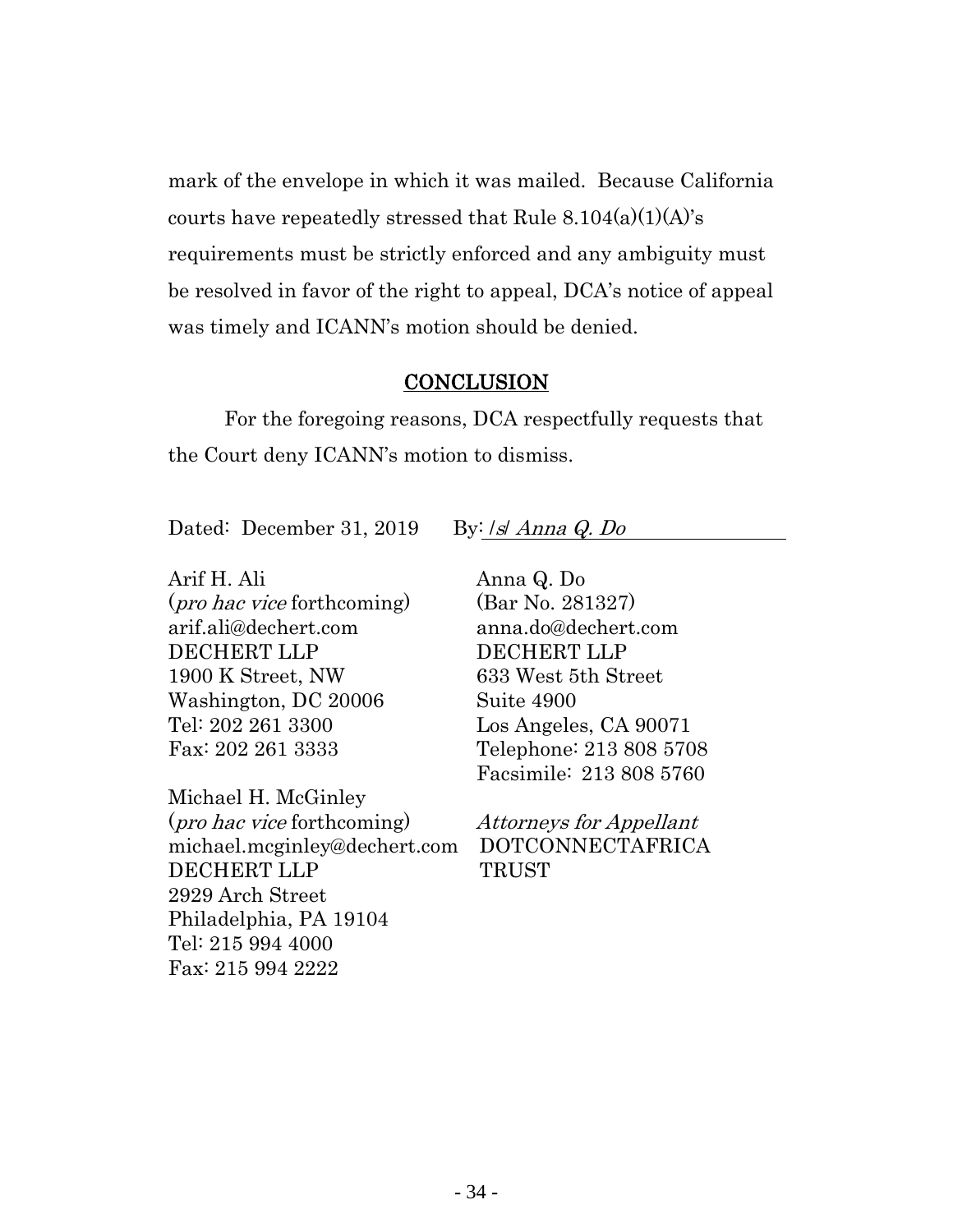mark of the envelope in which it was mailed. Because California courts have repeatedly stressed that Rule 8.104(a)(1)(A)'s requirements must be strictly enforced and any ambiguity must be resolved in favor of the right to appeal, DCA's notice of appeal was timely and ICANN's motion should be denied.

## CONCLUSION

For the foregoing reasons, DCA respectfully requests that the Court deny ICANN's motion to dismiss.

Dated: December 31, 2019 By: */s/ Anna Q. Do*

Arif H. Ali
(*pro hac vice* forthcoming)
arif.ali@dechert.com
DECHERT LLP
1900 K Street, NW
Washington, DC 20006
Tel: 202 261 3300
Fax: 202 261 3333

Michael H. McGinley
(*pro hac vice* forthcoming)
michael.mcginley@dechert.com
DECHERT LLP
2929 Arch Street
Philadelphia, PA 19104
Tel: 215 994 4000
Fax: 215 994 2222

Anna Q. Do
(Bar No. 281327)
anna.do@dechert.com
DECHERT LLP
633 West 5th Street
Suite 4900
Los Angeles, CA 90071
Telephone: 213 808 5708
Facsimile: 213 808 5760

*Attorneys for Appellant*
DOTCONNECTAFRICA
TRUST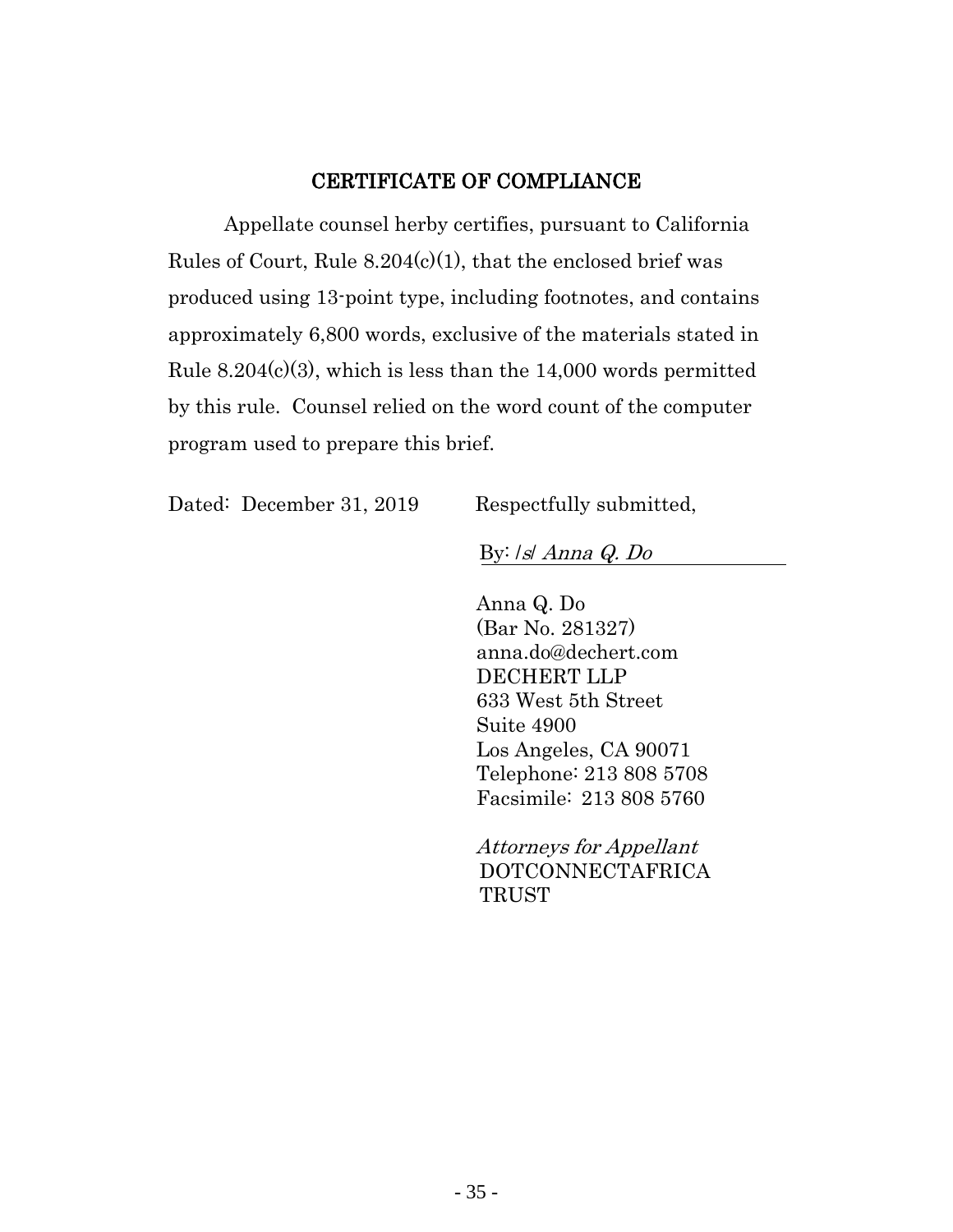# CERTIFICATE OF COMPLIANCE

Appellate counsel herby certifies, pursuant to California Rules of Court, Rule 8.204(c)(1), that the enclosed brief was produced using 13-point type, including footnotes, and contains approximately 6,800 words, exclusive of the materials stated in Rule 8.204(c)(3), which is less than the 14,000 words permitted by this rule. Counsel relied on the word count of the computer program used to prepare this brief.

Dated: December 31, 2019

Respectfully submitted,

By: */s/ Anna Q. Do*

Anna Q. Do
(Bar No. 281327)
anna.do@dechert.com
DECHERT LLP
633 West 5th Street
Suite 4900
Los Angeles, CA 90071
Telephone: 213 808 5708
Facsimile: 213 808 5760

*Attorneys for Appellant*
DOTCONNECTAFRICA TRUST